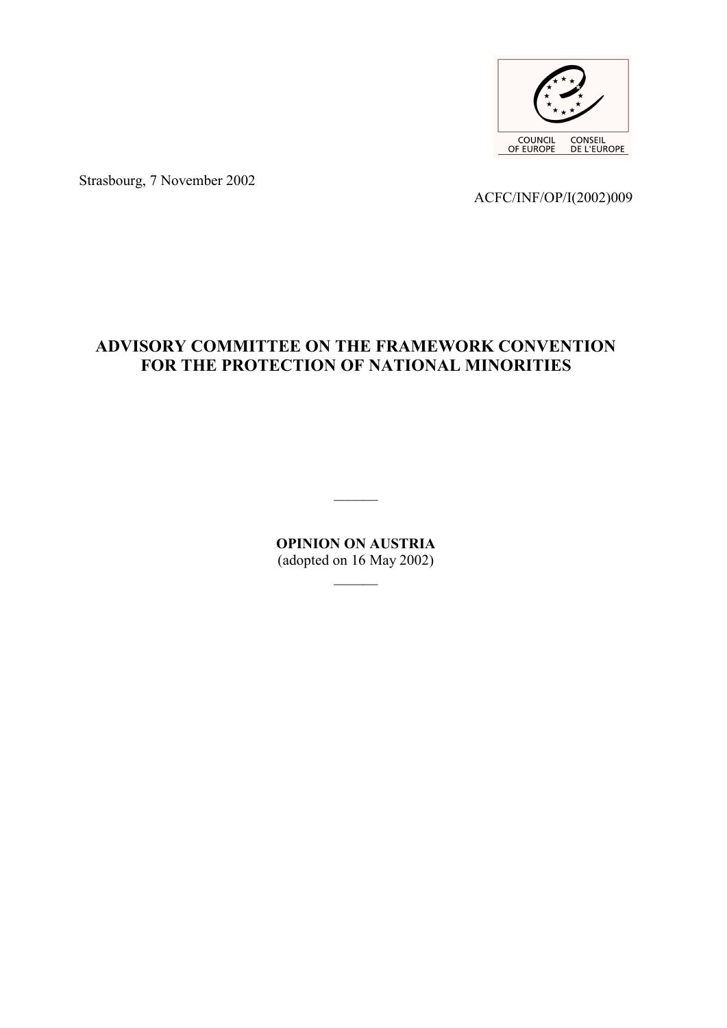COUNCIL OF EUROPE CONSEIL DE L'EUROPE

Strasbourg, 7 November 2002

ACFC/INF/OP/I(2002)009

# ADVISORY COMMITTEE ON THE FRAMEWORK CONVENTION FOR THE PROTECTION OF NATIONAL MINORITIES

______

**OPINION ON AUSTRIA**
(adopted on 16 May 2002)

______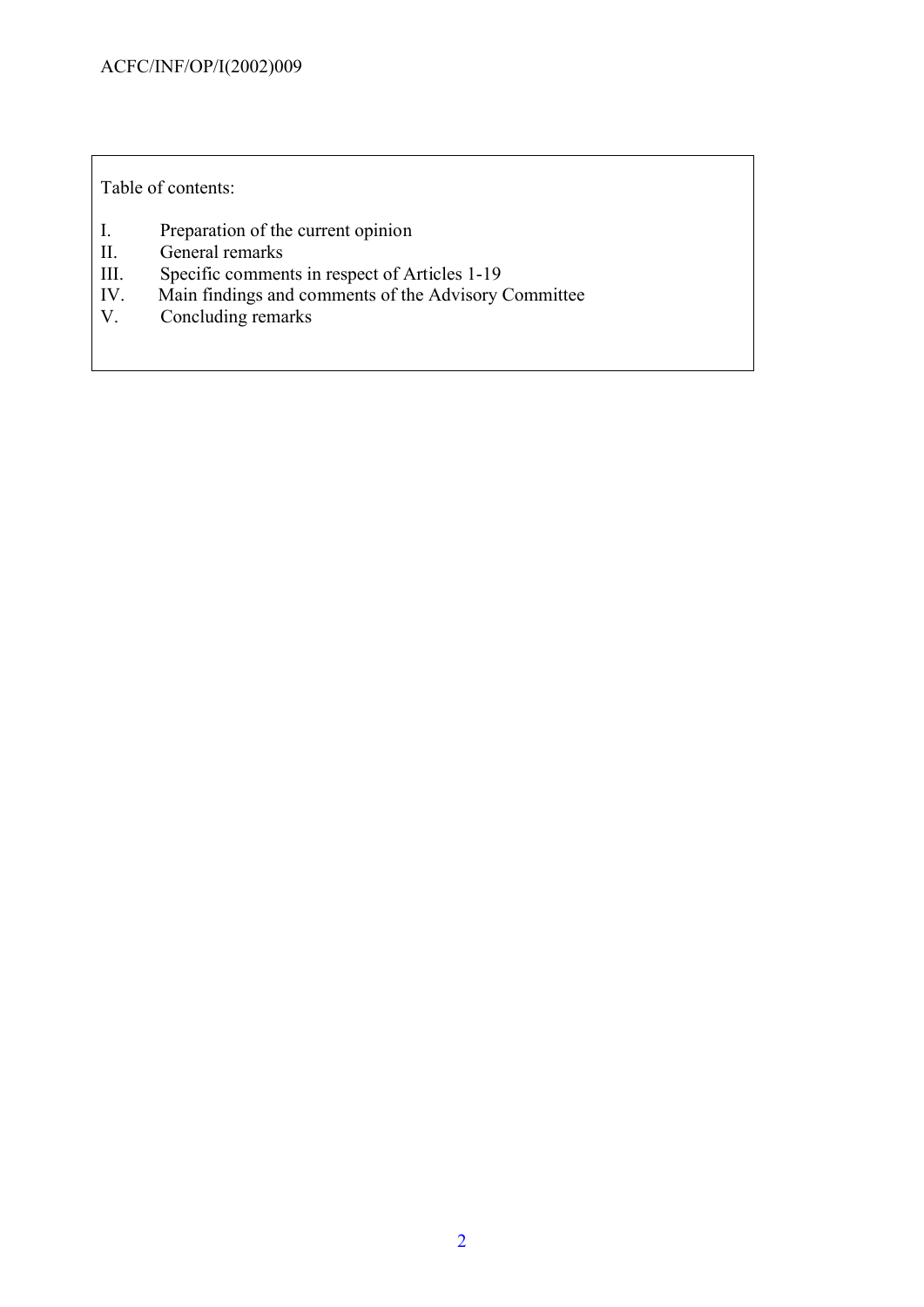Table of contents:

I. Preparation of the current opinion
II. General remarks
III. Specific comments in respect of Articles 1-19
IV. Main findings and comments of the Advisory Committee
V. Concluding remarks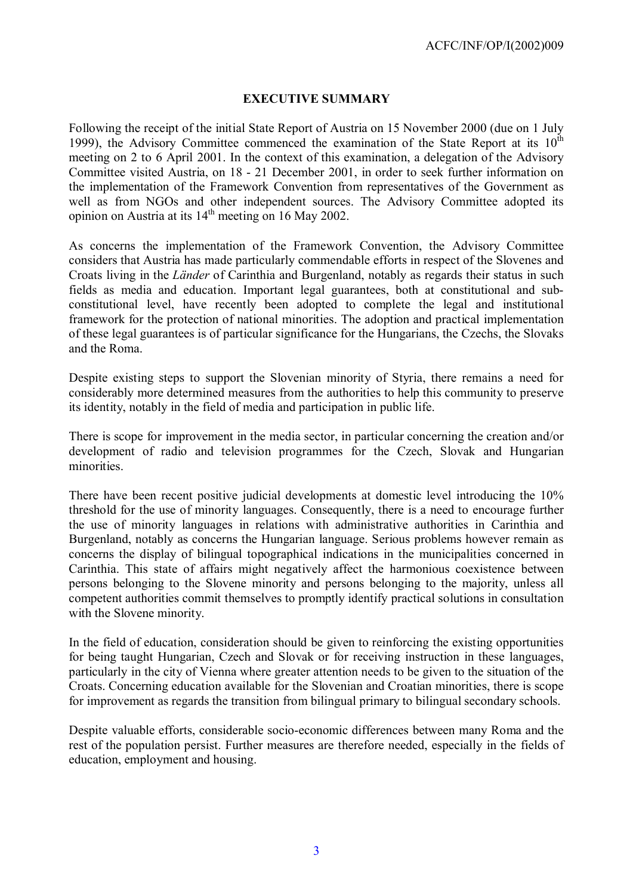# EXECUTIVE SUMMARY

Following the receipt of the initial State Report of Austria on 15 November 2000 (due on 1 July 1999), the Advisory Committee commenced the examination of the State Report at its 10[th] meeting on 2 to 6 April 2001. In the context of this examination, a delegation of the Advisory Committee visited Austria, on 18 - 21 December 2001, in order to seek further information on the implementation of the Framework Convention from representatives of the Government as well as from NGOs and other independent sources. The Advisory Committee adopted its opinion on Austria at its 14[th] meeting on 16 May 2002.

As concerns the implementation of the Framework Convention, the Advisory Committee considers that Austria has made particularly commendable efforts in respect of the Slovenes and Croats living in the *Länder* of Carinthia and Burgenland, notably as regards their status in such fields as media and education. Important legal guarantees, both at constitutional and sub-constitutional level, have recently been adopted to complete the legal and institutional framework for the protection of national minorities. The adoption and practical implementation of these legal guarantees is of particular significance for the Hungarians, the Czechs, the Slovaks and the Roma.

Despite existing steps to support the Slovenian minority of Styria, there remains a need for considerably more determined measures from the authorities to help this community to preserve its identity, notably in the field of media and participation in public life.

There is scope for improvement in the media sector, in particular concerning the creation and/or development of radio and television programmes for the Czech, Slovak and Hungarian minorities.

There have been recent positive judicial developments at domestic level introducing the 10% threshold for the use of minority languages. Consequently, there is a need to encourage further the use of minority languages in relations with administrative authorities in Carinthia and Burgenland, notably as concerns the Hungarian language. Serious problems however remain as concerns the display of bilingual topographical indications in the municipalities concerned in Carinthia. This state of affairs might negatively affect the harmonious coexistence between persons belonging to the Slovene minority and persons belonging to the majority, unless all competent authorities commit themselves to promptly identify practical solutions in consultation with the Slovene minority.

In the field of education, consideration should be given to reinforcing the existing opportunities for being taught Hungarian, Czech and Slovak or for receiving instruction in these languages, particularly in the city of Vienna where greater attention needs to be given to the situation of the Croats. Concerning education available for the Slovenian and Croatian minorities, there is scope for improvement as regards the transition from bilingual primary to bilingual secondary schools.

Despite valuable efforts, considerable socio-economic differences between many Roma and the rest of the population persist. Further measures are therefore needed, especially in the fields of education, employment and housing.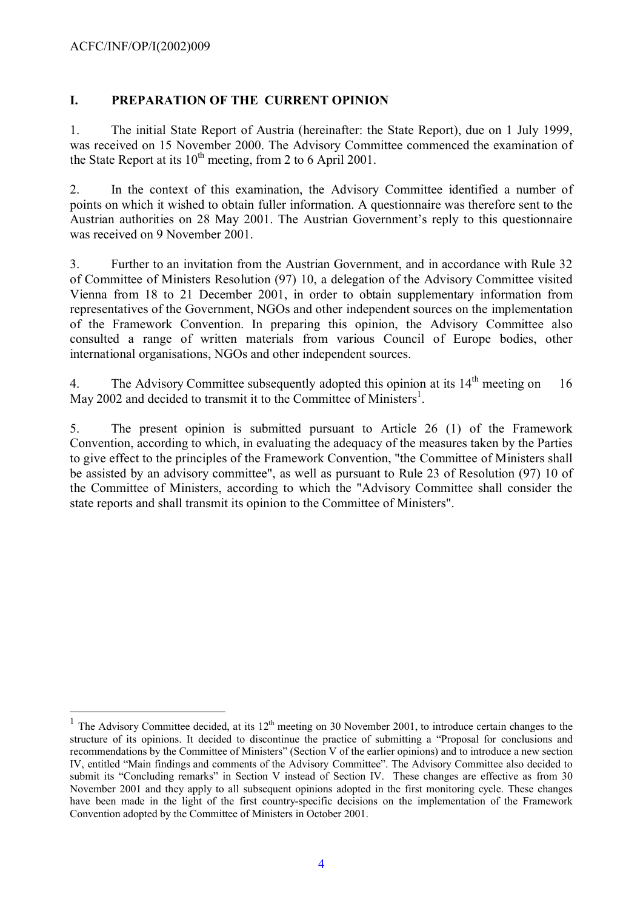## I. PREPARATION OF THE CURRENT OPINION

1. The initial State Report of Austria (hereinafter: the State Report), due on 1 July 1999, was received on 15 November 2000. The Advisory Committee commenced the examination of the State Report at its 10th meeting, from 2 to 6 April 2001.

2. In the context of this examination, the Advisory Committee identified a number of points on which it wished to obtain fuller information. A questionnaire was therefore sent to the Austrian authorities on 28 May 2001. The Austrian Government's reply to this questionnaire was received on 9 November 2001.

3. Further to an invitation from the Austrian Government, and in accordance with Rule 32 of Committee of Ministers Resolution (97) 10, a delegation of the Advisory Committee visited Vienna from 18 to 21 December 2001, in order to obtain supplementary information from representatives of the Government, NGOs and other independent sources on the implementation of the Framework Convention. In preparing this opinion, the Advisory Committee also consulted a range of written materials from various Council of Europe bodies, other international organisations, NGOs and other independent sources.

4. The Advisory Committee subsequently adopted this opinion at its 14th meeting on 16 May 2002 and decided to transmit it to the Committee of Ministers[1].

5. The present opinion is submitted pursuant to Article 26 (1) of the Framework Convention, according to which, in evaluating the adequacy of the measures taken by the Parties to give effect to the principles of the Framework Convention, "the Committee of Ministers shall be assisted by an advisory committee", as well as pursuant to Rule 23 of Resolution (97) 10 of the Committee of Ministers, according to which the "Advisory Committee shall consider the state reports and shall transmit its opinion to the Committee of Ministers".

---

[1] The Advisory Committee decided, at its 12th meeting on 30 November 2001, to introduce certain changes to the structure of its opinions. It decided to discontinue the practice of submitting a "Proposal for conclusions and recommendations by the Committee of Ministers" (Section V of the earlier opinions) and to introduce a new section IV, entitled "Main findings and comments of the Advisory Committee". The Advisory Committee also decided to submit its "Concluding remarks" in Section V instead of Section IV. These changes are effective as from 30 November 2001 and they apply to all subsequent opinions adopted in the first monitoring cycle. These changes have been made in the light of the first country-specific decisions on the implementation of the Framework Convention adopted by the Committee of Ministers in October 2001.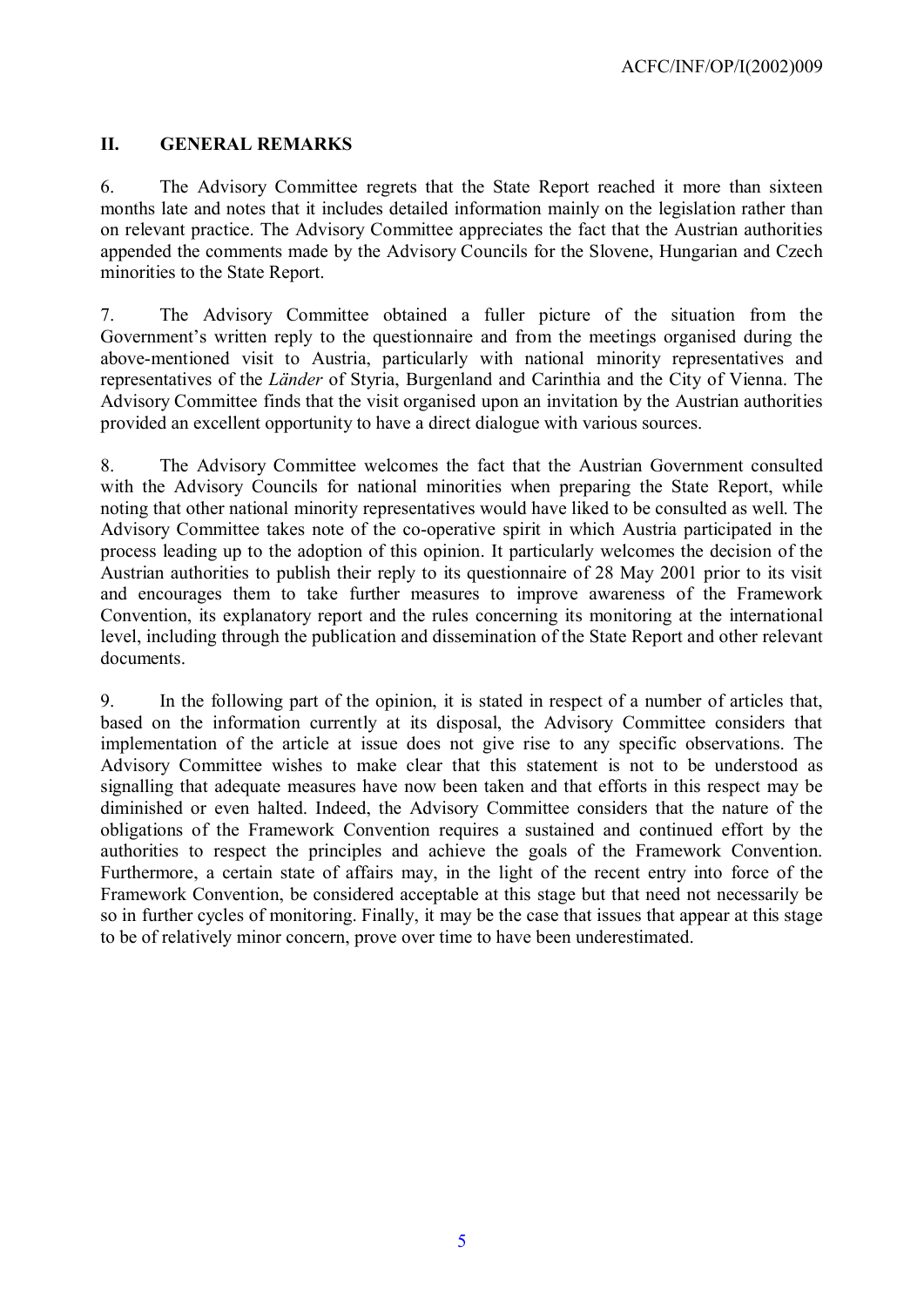## II. GENERAL REMARKS

6. The Advisory Committee regrets that the State Report reached it more than sixteen months late and notes that it includes detailed information mainly on the legislation rather than on relevant practice. The Advisory Committee appreciates the fact that the Austrian authorities appended the comments made by the Advisory Councils for the Slovene, Hungarian and Czech minorities to the State Report.

7. The Advisory Committee obtained a fuller picture of the situation from the Government's written reply to the questionnaire and from the meetings organised during the above-mentioned visit to Austria, particularly with national minority representatives and representatives of the *Länder* of Styria, Burgenland and Carinthia and the City of Vienna. The Advisory Committee finds that the visit organised upon an invitation by the Austrian authorities provided an excellent opportunity to have a direct dialogue with various sources.

8. The Advisory Committee welcomes the fact that the Austrian Government consulted with the Advisory Councils for national minorities when preparing the State Report, while noting that other national minority representatives would have liked to be consulted as well. The Advisory Committee takes note of the co-operative spirit in which Austria participated in the process leading up to the adoption of this opinion. It particularly welcomes the decision of the Austrian authorities to publish their reply to its questionnaire of 28 May 2001 prior to its visit and encourages them to take further measures to improve awareness of the Framework Convention, its explanatory report and the rules concerning its monitoring at the international level, including through the publication and dissemination of the State Report and other relevant documents.

9. In the following part of the opinion, it is stated in respect of a number of articles that, based on the information currently at its disposal, the Advisory Committee considers that implementation of the article at issue does not give rise to any specific observations. The Advisory Committee wishes to make clear that this statement is not to be understood as signalling that adequate measures have now been taken and that efforts in this respect may be diminished or even halted. Indeed, the Advisory Committee considers that the nature of the obligations of the Framework Convention requires a sustained and continued effort by the authorities to respect the principles and achieve the goals of the Framework Convention. Furthermore, a certain state of affairs may, in the light of the recent entry into force of the Framework Convention, be considered acceptable at this stage but that need not necessarily be so in further cycles of monitoring. Finally, it may be the case that issues that appear at this stage to be of relatively minor concern, prove over time to have been underestimated.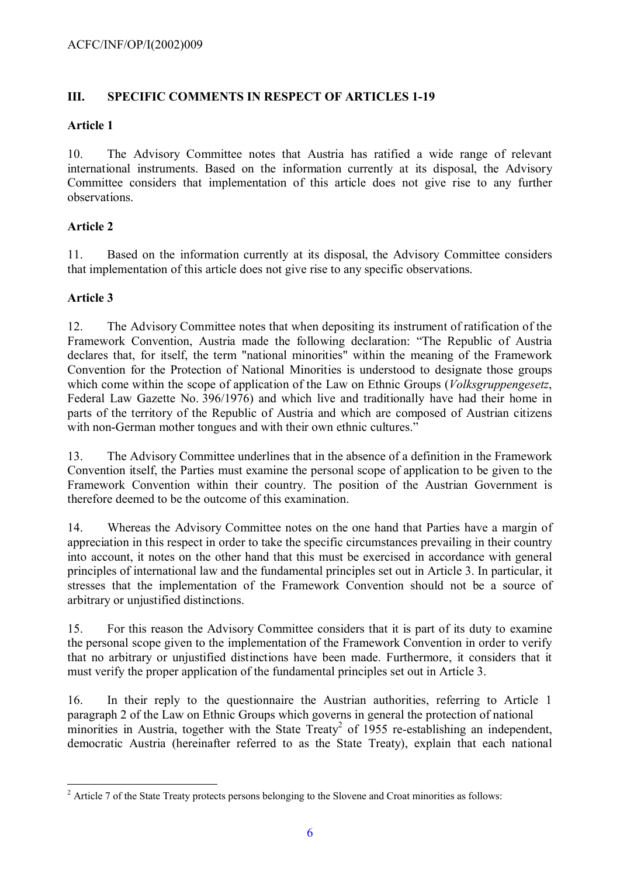## III. SPECIFIC COMMENTS IN RESPECT OF ARTICLES 1-19

### Article 1

10. The Advisory Committee notes that Austria has ratified a wide range of relevant international instruments. Based on the information currently at its disposal, the Advisory Committee considers that implementation of this article does not give rise to any further observations.

### Article 2

11. Based on the information currently at its disposal, the Advisory Committee considers that implementation of this article does not give rise to any specific observations.

### Article 3

12. The Advisory Committee notes that when depositing its instrument of ratification of the Framework Convention, Austria made the following declaration: "The Republic of Austria declares that, for itself, the term "national minorities" within the meaning of the Framework Convention for the Protection of National Minorities is understood to designate those groups which come within the scope of application of the Law on Ethnic Groups (*Volksgruppengesetz*, Federal Law Gazette No. 396/1976) and which live and traditionally have had their home in parts of the territory of the Republic of Austria and which are composed of Austrian citizens with non-German mother tongues and with their own ethnic cultures."

13. The Advisory Committee underlines that in the absence of a definition in the Framework Convention itself, the Parties must examine the personal scope of application to be given to the Framework Convention within their country. The position of the Austrian Government is therefore deemed to be the outcome of this examination.

14. Whereas the Advisory Committee notes on the one hand that Parties have a margin of appreciation in this respect in order to take the specific circumstances prevailing in their country into account, it notes on the other hand that this must be exercised in accordance with general principles of international law and the fundamental principles set out in Article 3. In particular, it stresses that the implementation of the Framework Convention should not be a source of arbitrary or unjustified distinctions.

15. For this reason the Advisory Committee considers that it is part of its duty to examine the personal scope given to the implementation of the Framework Convention in order to verify that no arbitrary or unjustified distinctions have been made. Furthermore, it considers that it must verify the proper application of the fundamental principles set out in Article 3.

16. In their reply to the questionnaire the Austrian authorities, referring to Article 1 paragraph 2 of the Law on Ethnic Groups which governs in general the protection of national minorities in Austria, together with the State Treaty[2] of 1955 re-establishing an independent, democratic Austria (hereinafter referred to as the State Treaty), explain that each national

---

[2] Article 7 of the State Treaty protects persons belonging to the Slovene and Croat minorities as follows: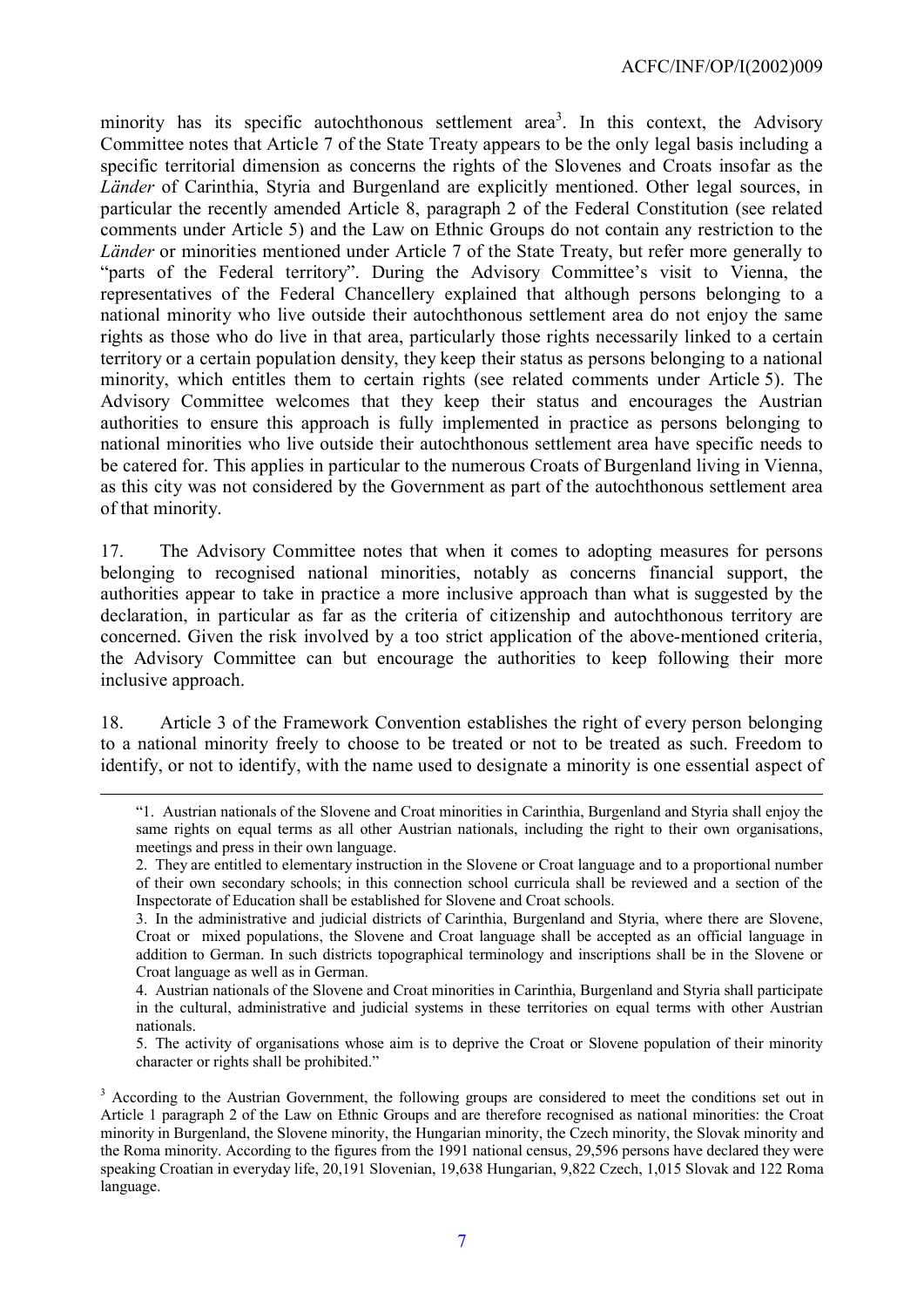minority has its specific autochthonous settlement area[3]. In this context, the Advisory Committee notes that Article 7 of the State Treaty appears to be the only legal basis including a specific territorial dimension as concerns the rights of the Slovenes and Croats insofar as the *Länder* of Carinthia, Styria and Burgenland are explicitly mentioned. Other legal sources, in particular the recently amended Article 8, paragraph 2 of the Federal Constitution (see related comments under Article 5) and the Law on Ethnic Groups do not contain any restriction to the *Länder* or minorities mentioned under Article 7 of the State Treaty, but refer more generally to "parts of the Federal territory". During the Advisory Committee's visit to Vienna, the representatives of the Federal Chancellery explained that although persons belonging to a national minority who live outside their autochthonous settlement area do not enjoy the same rights as those who do live in that area, particularly those rights necessarily linked to a certain territory or a certain population density, they keep their status as persons belonging to a national minority, which entitles them to certain rights (see related comments under Article 5). The Advisory Committee welcomes that they keep their status and encourages the Austrian authorities to ensure this approach is fully implemented in practice as persons belonging to national minorities who live outside their autochthonous settlement area have specific needs to be catered for. This applies in particular to the numerous Croats of Burgenland living in Vienna, as this city was not considered by the Government as part of the autochthonous settlement area of that minority.

17. The Advisory Committee notes that when it comes to adopting measures for persons belonging to recognised national minorities, notably as concerns financial support, the authorities appear to take in practice a more inclusive approach than what is suggested by the declaration, in particular as far as the criteria of citizenship and autochthonous territory are concerned. Given the risk involved by a too strict application of the above-mentioned criteria, the Advisory Committee can but encourage the authorities to keep following their more inclusive approach.

18. Article 3 of the Framework Convention establishes the right of every person belonging to a national minority freely to choose to be treated or not to be treated as such. Freedom to identify, or not to identify, with the name used to designate a minority is one essential aspect of

---

"1. Austrian nationals of the Slovene and Croat minorities in Carinthia, Burgenland and Styria shall enjoy the same rights on equal terms as all other Austrian nationals, including the right to their own organisations, meetings and press in their own language.

2. They are entitled to elementary instruction in the Slovene or Croat language and to a proportional number of their own secondary schools; in this connection school curricula shall be reviewed and a section of the Inspectorate of Education shall be established for Slovene and Croat schools.

3. In the administrative and judicial districts of Carinthia, Burgenland and Styria, where there are Slovene, Croat or mixed populations, the Slovene and Croat language shall be accepted as an official language in addition to German. In such districts topographical terminology and inscriptions shall be in the Slovene or Croat language as well as in German.

4. Austrian nationals of the Slovene and Croat minorities in Carinthia, Burgenland and Styria shall participate in the cultural, administrative and judicial systems in these territories on equal terms with other Austrian nationals.

5. The activity of organisations whose aim is to deprive the Croat or Slovene population of their minority character or rights shall be prohibited."

[3] According to the Austrian Government, the following groups are considered to meet the conditions set out in Article 1 paragraph 2 of the Law on Ethnic Groups and are therefore recognised as national minorities: the Croat minority in Burgenland, the Slovene minority, the Hungarian minority, the Czech minority, the Slovak minority and the Roma minority. According to the figures from the 1991 national census, 29,596 persons have declared they were speaking Croatian in everyday life, 20,191 Slovenian, 19,638 Hungarian, 9,822 Czech, 1,015 Slovak and 122 Roma language.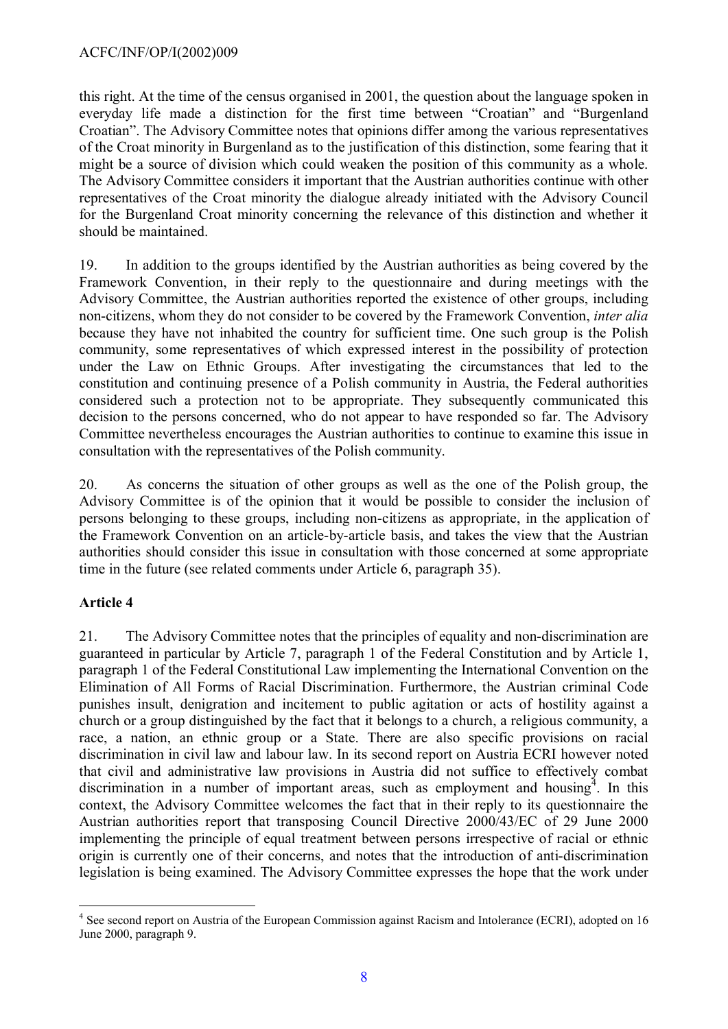this right. At the time of the census organised in 2001, the question about the language spoken in everyday life made a distinction for the first time between "Croatian" and "Burgenland Croatian". The Advisory Committee notes that opinions differ among the various representatives of the Croat minority in Burgenland as to the justification of this distinction, some fearing that it might be a source of division which could weaken the position of this community as a whole. The Advisory Committee considers it important that the Austrian authorities continue with other representatives of the Croat minority the dialogue already initiated with the Advisory Council for the Burgenland Croat minority concerning the relevance of this distinction and whether it should be maintained.

19. In addition to the groups identified by the Austrian authorities as being covered by the Framework Convention, in their reply to the questionnaire and during meetings with the Advisory Committee, the Austrian authorities reported the existence of other groups, including non-citizens, whom they do not consider to be covered by the Framework Convention, *inter alia* because they have not inhabited the country for sufficient time. One such group is the Polish community, some representatives of which expressed interest in the possibility of protection under the Law on Ethnic Groups. After investigating the circumstances that led to the constitution and continuing presence of a Polish community in Austria, the Federal authorities considered such a protection not to be appropriate. They subsequently communicated this decision to the persons concerned, who do not appear to have responded so far. The Advisory Committee nevertheless encourages the Austrian authorities to continue to examine this issue in consultation with the representatives of the Polish community.

20. As concerns the situation of other groups as well as the one of the Polish group, the Advisory Committee is of the opinion that it would be possible to consider the inclusion of persons belonging to these groups, including non-citizens as appropriate, in the application of the Framework Convention on an article-by-article basis, and takes the view that the Austrian authorities should consider this issue in consultation with those concerned at some appropriate time in the future (see related comments under Article 6, paragraph 35).

**Article 4**

21. The Advisory Committee notes that the principles of equality and non-discrimination are guaranteed in particular by Article 7, paragraph 1 of the Federal Constitution and by Article 1, paragraph 1 of the Federal Constitutional Law implementing the International Convention on the Elimination of All Forms of Racial Discrimination. Furthermore, the Austrian criminal Code punishes insult, denigration and incitement to public agitation or acts of hostility against a church or a group distinguished by the fact that it belongs to a church, a religious community, a race, a nation, an ethnic group or a State. There are also specific provisions on racial discrimination in civil law and labour law. In its second report on Austria ECRI however noted that civil and administrative law provisions in Austria did not suffice to effectively combat discrimination in a number of important areas, such as employment and housing[4]. In this context, the Advisory Committee welcomes the fact that in their reply to its questionnaire the Austrian authorities report that transposing Council Directive 2000/43/EC of 29 June 2000 implementing the principle of equal treatment between persons irrespective of racial or ethnic origin is currently one of their concerns, and notes that the introduction of anti-discrimination legislation is being examined. The Advisory Committee expresses the hope that the work under

[4] See second report on Austria of the European Commission against Racism and Intolerance (ECRI), adopted on 16 June 2000, paragraph 9.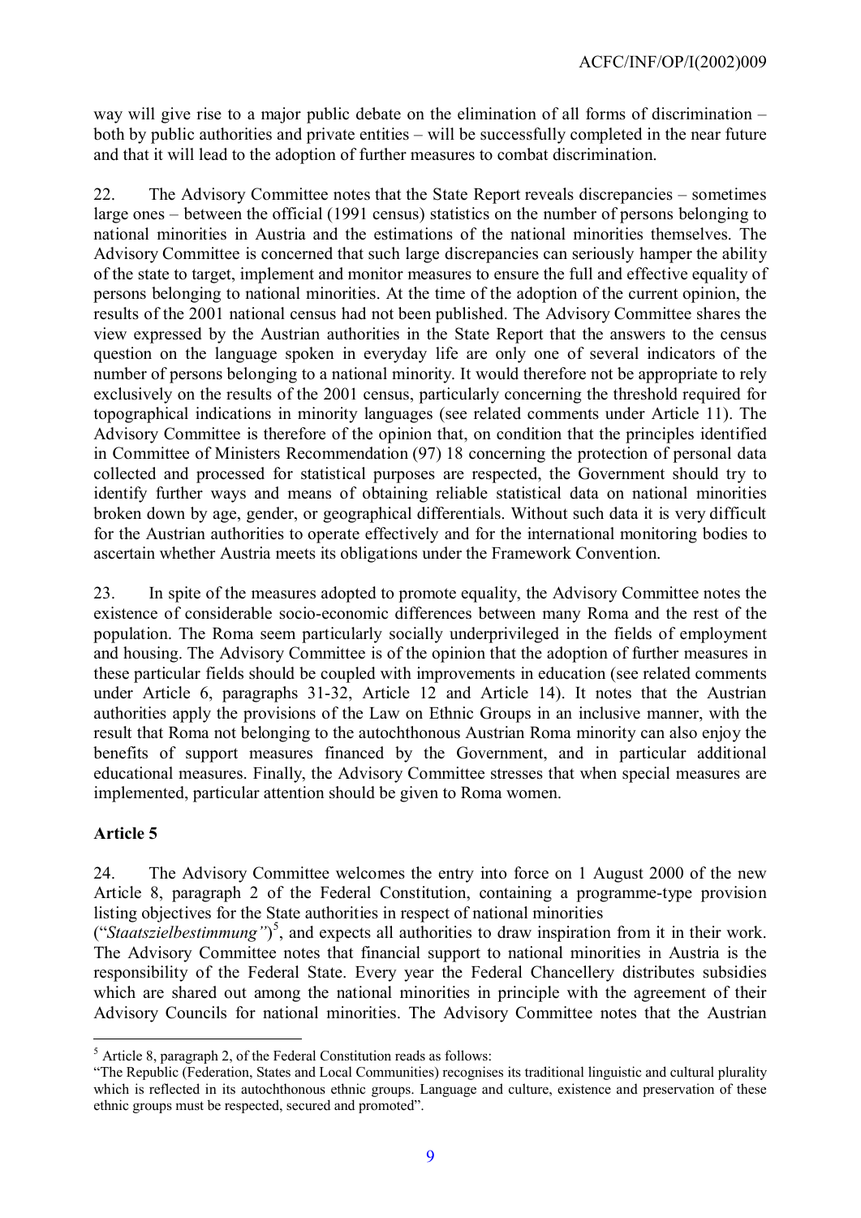way will give rise to a major public debate on the elimination of all forms of discrimination – both by public authorities and private entities – will be successfully completed in the near future and that it will lead to the adoption of further measures to combat discrimination.

22. The Advisory Committee notes that the State Report reveals discrepancies – sometimes large ones – between the official (1991 census) statistics on the number of persons belonging to national minorities in Austria and the estimations of the national minorities themselves. The Advisory Committee is concerned that such large discrepancies can seriously hamper the ability of the state to target, implement and monitor measures to ensure the full and effective equality of persons belonging to national minorities. At the time of the adoption of the current opinion, the results of the 2001 national census had not been published. The Advisory Committee shares the view expressed by the Austrian authorities in the State Report that the answers to the census question on the language spoken in everyday life are only one of several indicators of the number of persons belonging to a national minority. It would therefore not be appropriate to rely exclusively on the results of the 2001 census, particularly concerning the threshold required for topographical indications in minority languages (see related comments under Article 11). The Advisory Committee is therefore of the opinion that, on condition that the principles identified in Committee of Ministers Recommendation (97) 18 concerning the protection of personal data collected and processed for statistical purposes are respected, the Government should try to identify further ways and means of obtaining reliable statistical data on national minorities broken down by age, gender, or geographical differentials. Without such data it is very difficult for the Austrian authorities to operate effectively and for the international monitoring bodies to ascertain whether Austria meets its obligations under the Framework Convention.

23. In spite of the measures adopted to promote equality, the Advisory Committee notes the existence of considerable socio-economic differences between many Roma and the rest of the population. The Roma seem particularly socially underprivileged in the fields of employment and housing. The Advisory Committee is of the opinion that the adoption of further measures in these particular fields should be coupled with improvements in education (see related comments under Article 6, paragraphs 31-32, Article 12 and Article 14). It notes that the Austrian authorities apply the provisions of the Law on Ethnic Groups in an inclusive manner, with the result that Roma not belonging to the autochthonous Austrian Roma minority can also enjoy the benefits of support measures financed by the Government, and in particular additional educational measures. Finally, the Advisory Committee stresses that when special measures are implemented, particular attention should be given to Roma women.

**Article 5**

24. The Advisory Committee welcomes the entry into force on 1 August 2000 of the new Article 8, paragraph 2 of the Federal Constitution, containing a programme-type provision listing objectives for the State authorities in respect of national minorities ("*Staatszielbestimmung*")[5], and expects all authorities to draw inspiration from it in their work. The Advisory Committee notes that financial support to national minorities in Austria is the responsibility of the Federal State. Every year the Federal Chancellery distributes subsidies which are shared out among the national minorities in principle with the agreement of their Advisory Councils for national minorities. The Advisory Committee notes that the Austrian

---

[5] Article 8, paragraph 2, of the Federal Constitution reads as follows:
"The Republic (Federation, States and Local Communities) recognises its traditional linguistic and cultural plurality which is reflected in its autochthonous ethnic groups. Language and culture, existence and preservation of these ethnic groups must be respected, secured and promoted".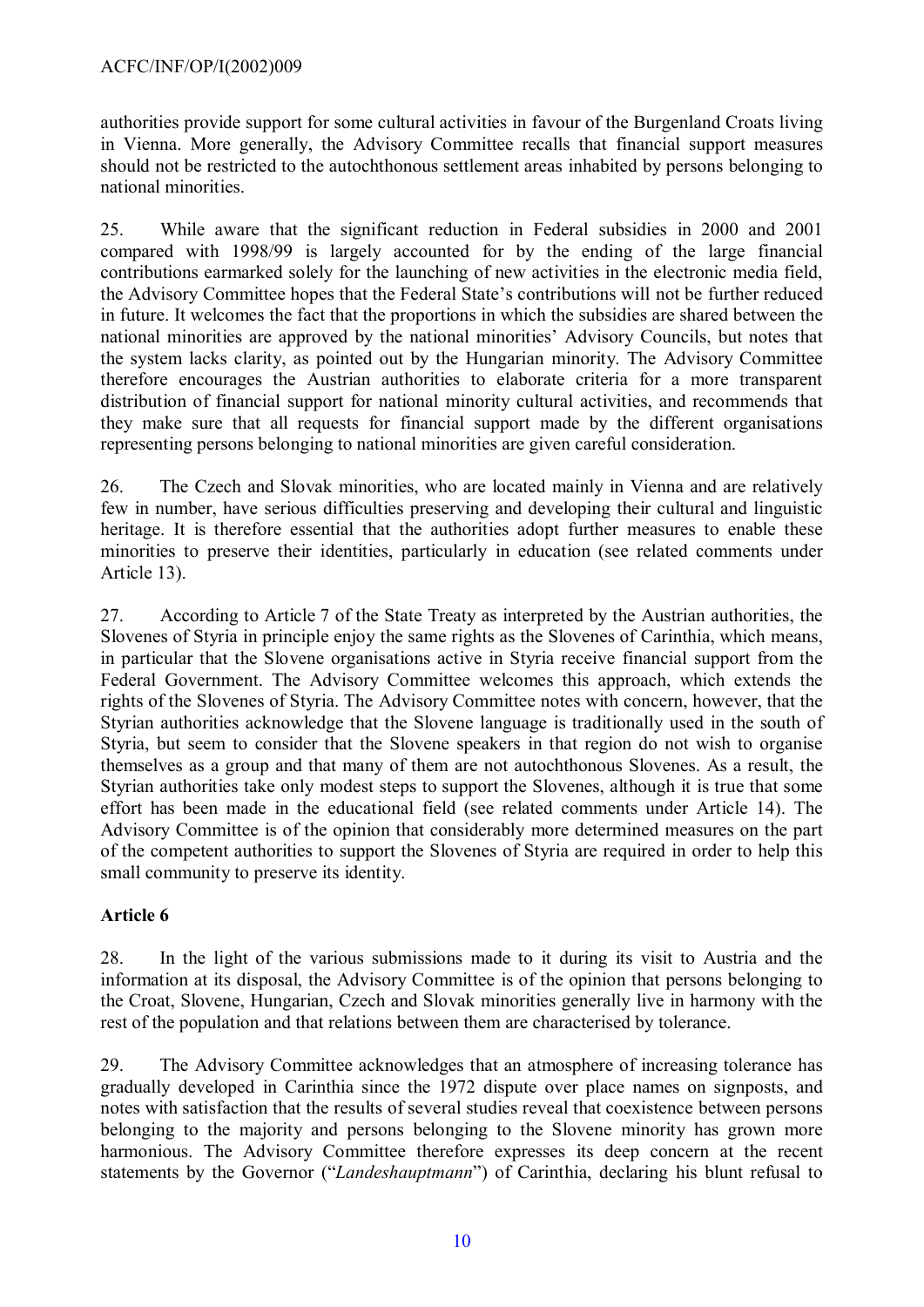authorities provide support for some cultural activities in favour of the Burgenland Croats living in Vienna. More generally, the Advisory Committee recalls that financial support measures should not be restricted to the autochthonous settlement areas inhabited by persons belonging to national minorities.

25. While aware that the significant reduction in Federal subsidies in 2000 and 2001 compared with 1998/99 is largely accounted for by the ending of the large financial contributions earmarked solely for the launching of new activities in the electronic media field, the Advisory Committee hopes that the Federal State's contributions will not be further reduced in future. It welcomes the fact that the proportions in which the subsidies are shared between the national minorities are approved by the national minorities' Advisory Councils, but notes that the system lacks clarity, as pointed out by the Hungarian minority. The Advisory Committee therefore encourages the Austrian authorities to elaborate criteria for a more transparent distribution of financial support for national minority cultural activities, and recommends that they make sure that all requests for financial support made by the different organisations representing persons belonging to national minorities are given careful consideration.

26. The Czech and Slovak minorities, who are located mainly in Vienna and are relatively few in number, have serious difficulties preserving and developing their cultural and linguistic heritage. It is therefore essential that the authorities adopt further measures to enable these minorities to preserve their identities, particularly in education (see related comments under Article 13).

27. According to Article 7 of the State Treaty as interpreted by the Austrian authorities, the Slovenes of Styria in principle enjoy the same rights as the Slovenes of Carinthia, which means, in particular that the Slovene organisations active in Styria receive financial support from the Federal Government. The Advisory Committee welcomes this approach, which extends the rights of the Slovenes of Styria. The Advisory Committee notes with concern, however, that the Styrian authorities acknowledge that the Slovene language is traditionally used in the south of Styria, but seem to consider that the Slovene speakers in that region do not wish to organise themselves as a group and that many of them are not autochthonous Slovenes. As a result, the Styrian authorities take only modest steps to support the Slovenes, although it is true that some effort has been made in the educational field (see related comments under Article 14). The Advisory Committee is of the opinion that considerably more determined measures on the part of the competent authorities to support the Slovenes of Styria are required in order to help this small community to preserve its identity.

**Article 6**

28. In the light of the various submissions made to it during its visit to Austria and the information at its disposal, the Advisory Committee is of the opinion that persons belonging to the Croat, Slovene, Hungarian, Czech and Slovak minorities generally live in harmony with the rest of the population and that relations between them are characterised by tolerance.

29. The Advisory Committee acknowledges that an atmosphere of increasing tolerance has gradually developed in Carinthia since the 1972 dispute over place names on signposts, and notes with satisfaction that the results of several studies reveal that coexistence between persons belonging to the majority and persons belonging to the Slovene minority has grown more harmonious. The Advisory Committee therefore expresses its deep concern at the recent statements by the Governor ("*Landeshauptmann*") of Carinthia, declaring his blunt refusal to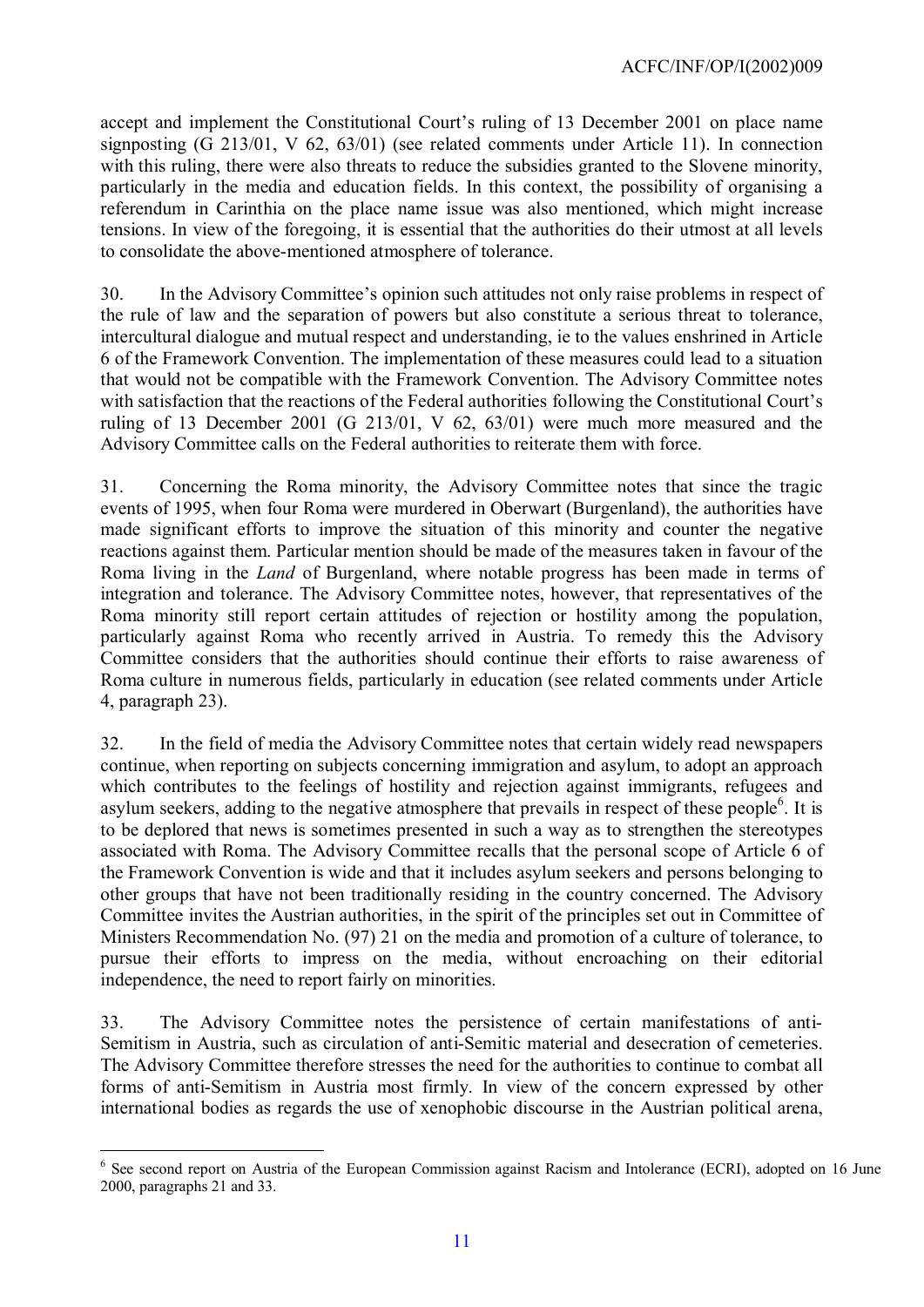accept and implement the Constitutional Court's ruling of 13 December 2001 on place name signposting (G 213/01, V 62, 63/01) (see related comments under Article 11). In connection with this ruling, there were also threats to reduce the subsidies granted to the Slovene minority, particularly in the media and education fields. In this context, the possibility of organising a referendum in Carinthia on the place name issue was also mentioned, which might increase tensions. In view of the foregoing, it is essential that the authorities do their utmost at all levels to consolidate the above-mentioned atmosphere of tolerance.

30. In the Advisory Committee's opinion such attitudes not only raise problems in respect of the rule of law and the separation of powers but also constitute a serious threat to tolerance, intercultural dialogue and mutual respect and understanding, ie to the values enshrined in Article 6 of the Framework Convention. The implementation of these measures could lead to a situation that would not be compatible with the Framework Convention. The Advisory Committee notes with satisfaction that the reactions of the Federal authorities following the Constitutional Court's ruling of 13 December 2001 (G 213/01, V 62, 63/01) were much more measured and the Advisory Committee calls on the Federal authorities to reiterate them with force.

31. Concerning the Roma minority, the Advisory Committee notes that since the tragic events of 1995, when four Roma were murdered in Oberwart (Burgenland), the authorities have made significant efforts to improve the situation of this minority and counter the negative reactions against them. Particular mention should be made of the measures taken in favour of the Roma living in the *Land* of Burgenland, where notable progress has been made in terms of integration and tolerance. The Advisory Committee notes, however, that representatives of the Roma minority still report certain attitudes of rejection or hostility among the population, particularly against Roma who recently arrived in Austria. To remedy this the Advisory Committee considers that the authorities should continue their efforts to raise awareness of Roma culture in numerous fields, particularly in education (see related comments under Article 4, paragraph 23).

32. In the field of media the Advisory Committee notes that certain widely read newspapers continue, when reporting on subjects concerning immigration and asylum, to adopt an approach which contributes to the feelings of hostility and rejection against immigrants, refugees and asylum seekers, adding to the negative atmosphere that prevails in respect of these people[6]. It is to be deplored that news is sometimes presented in such a way as to strengthen the stereotypes associated with Roma. The Advisory Committee recalls that the personal scope of Article 6 of the Framework Convention is wide and that it includes asylum seekers and persons belonging to other groups that have not been traditionally residing in the country concerned. The Advisory Committee invites the Austrian authorities, in the spirit of the principles set out in Committee of Ministers Recommendation No. (97) 21 on the media and promotion of a culture of tolerance, to pursue their efforts to impress on the media, without encroaching on their editorial independence, the need to report fairly on minorities.

33. The Advisory Committee notes the persistence of certain manifestations of anti-Semitism in Austria, such as circulation of anti-Semitic material and desecration of cemeteries. The Advisory Committee therefore stresses the need for the authorities to continue to combat all forms of anti-Semitism in Austria most firmly. In view of the concern expressed by other international bodies as regards the use of xenophobic discourse in the Austrian political arena,

---

[6] See second report on Austria of the European Commission against Racism and Intolerance (ECRI), adopted on 16 June 2000, paragraphs 21 and 33.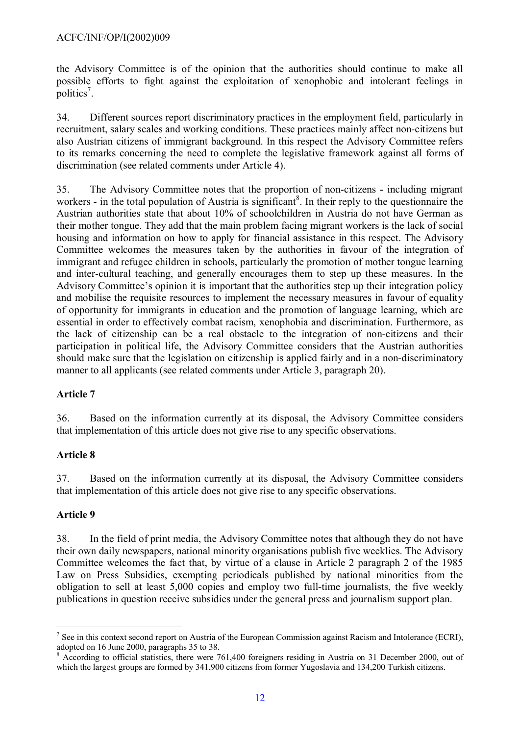the Advisory Committee is of the opinion that the authorities should continue to make all possible efforts to fight against the exploitation of xenophobic and intolerant feelings in politics[7].

34. Different sources report discriminatory practices in the employment field, particularly in recruitment, salary scales and working conditions. These practices mainly affect non-citizens but also Austrian citizens of immigrant background. In this respect the Advisory Committee refers to its remarks concerning the need to complete the legislative framework against all forms of discrimination (see related comments under Article 4).

35. The Advisory Committee notes that the proportion of non-citizens - including migrant workers - in the total population of Austria is significant[8]. In their reply to the questionnaire the Austrian authorities state that about 10% of schoolchildren in Austria do not have German as their mother tongue. They add that the main problem facing migrant workers is the lack of social housing and information on how to apply for financial assistance in this respect. The Advisory Committee welcomes the measures taken by the authorities in favour of the integration of immigrant and refugee children in schools, particularly the promotion of mother tongue learning and inter-cultural teaching, and generally encourages them to step up these measures. In the Advisory Committee's opinion it is important that the authorities step up their integration policy and mobilise the requisite resources to implement the necessary measures in favour of equality of opportunity for immigrants in education and the promotion of language learning, which are essential in order to effectively combat racism, xenophobia and discrimination. Furthermore, as the lack of citizenship can be a real obstacle to the integration of non-citizens and their participation in political life, the Advisory Committee considers that the Austrian authorities should make sure that the legislation on citizenship is applied fairly and in a non-discriminatory manner to all applicants (see related comments under Article 3, paragraph 20).

### Article 7

36. Based on the information currently at its disposal, the Advisory Committee considers that implementation of this article does not give rise to any specific observations.

### Article 8

37. Based on the information currently at its disposal, the Advisory Committee considers that implementation of this article does not give rise to any specific observations.

### Article 9

38. In the field of print media, the Advisory Committee notes that although they do not have their own daily newspapers, national minority organisations publish five weeklies. The Advisory Committee welcomes the fact that, by virtue of a clause in Article 2 paragraph 2 of the 1985 Law on Press Subsidies, exempting periodicals published by national minorities from the obligation to sell at least 5,000 copies and employ two full-time journalists, the five weekly publications in question receive subsidies under the general press and journalism support plan.

---

[7] See in this context second report on Austria of the European Commission against Racism and Intolerance (ECRI), adopted on 16 June 2000, paragraphs 35 to 38.

[8] According to official statistics, there were 761,400 foreigners residing in Austria on 31 December 2000, out of which the largest groups are formed by 341,900 citizens from former Yugoslavia and 134,200 Turkish citizens.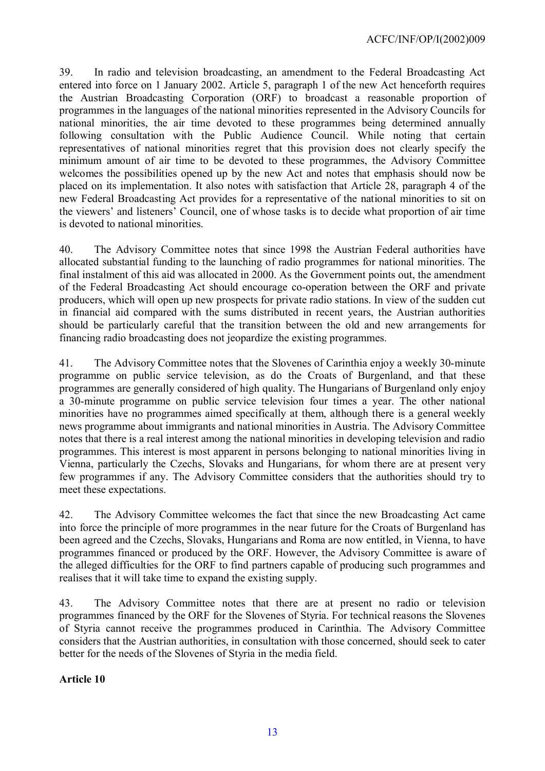39. In radio and television broadcasting, an amendment to the Federal Broadcasting Act entered into force on 1 January 2002. Article 5, paragraph 1 of the new Act henceforth requires the Austrian Broadcasting Corporation (ORF) to broadcast a reasonable proportion of programmes in the languages of the national minorities represented in the Advisory Councils for national minorities, the air time devoted to these programmes being determined annually following consultation with the Public Audience Council. While noting that certain representatives of national minorities regret that this provision does not clearly specify the minimum amount of air time to be devoted to these programmes, the Advisory Committee welcomes the possibilities opened up by the new Act and notes that emphasis should now be placed on its implementation. It also notes with satisfaction that Article 28, paragraph 4 of the new Federal Broadcasting Act provides for a representative of the national minorities to sit on the viewers' and listeners' Council, one of whose tasks is to decide what proportion of air time is devoted to national minorities.

40. The Advisory Committee notes that since 1998 the Austrian Federal authorities have allocated substantial funding to the launching of radio programmes for national minorities. The final instalment of this aid was allocated in 2000. As the Government points out, the amendment of the Federal Broadcasting Act should encourage co-operation between the ORF and private producers, which will open up new prospects for private radio stations. In view of the sudden cut in financial aid compared with the sums distributed in recent years, the Austrian authorities should be particularly careful that the transition between the old and new arrangements for financing radio broadcasting does not jeopardize the existing programmes.

41. The Advisory Committee notes that the Slovenes of Carinthia enjoy a weekly 30-minute programme on public service television, as do the Croats of Burgenland, and that these programmes are generally considered of high quality. The Hungarians of Burgenland only enjoy a 30-minute programme on public service television four times a year. The other national minorities have no programmes aimed specifically at them, although there is a general weekly news programme about immigrants and national minorities in Austria. The Advisory Committee notes that there is a real interest among the national minorities in developing television and radio programmes. This interest is most apparent in persons belonging to national minorities living in Vienna, particularly the Czechs, Slovaks and Hungarians, for whom there are at present very few programmes if any. The Advisory Committee considers that the authorities should try to meet these expectations.

42. The Advisory Committee welcomes the fact that since the new Broadcasting Act came into force the principle of more programmes in the near future for the Croats of Burgenland has been agreed and the Czechs, Slovaks, Hungarians and Roma are now entitled, in Vienna, to have programmes financed or produced by the ORF. However, the Advisory Committee is aware of the alleged difficulties for the ORF to find partners capable of producing such programmes and realises that it will take time to expand the existing supply.

43. The Advisory Committee notes that there are at present no radio or television programmes financed by the ORF for the Slovenes of Styria. For technical reasons the Slovenes of Styria cannot receive the programmes produced in Carinthia. The Advisory Committee considers that the Austrian authorities, in consultation with those concerned, should seek to cater better for the needs of the Slovenes of Styria in the media field.

**Article 10**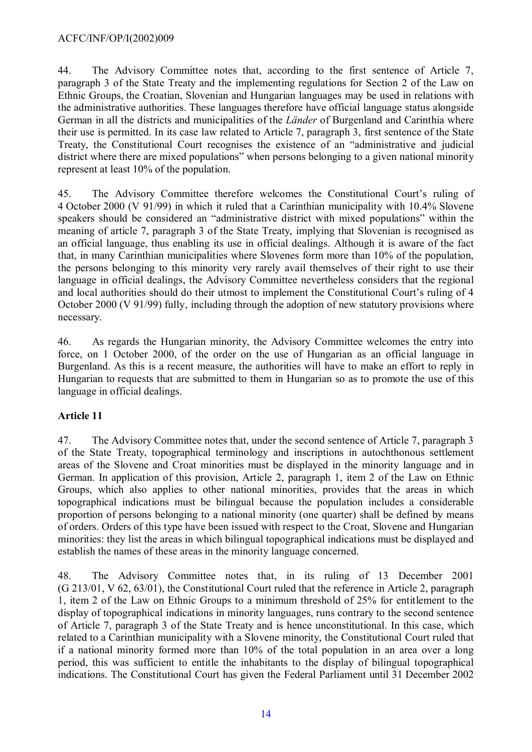44. The Advisory Committee notes that, according to the first sentence of Article 7, paragraph 3 of the State Treaty and the implementing regulations for Section 2 of the Law on Ethnic Groups, the Croatian, Slovenian and Hungarian languages may be used in relations with the administrative authorities. These languages therefore have official language status alongside German in all the districts and municipalities of the *Länder* of Burgenland and Carinthia where their use is permitted. In its case law related to Article 7, paragraph 3, first sentence of the State Treaty, the Constitutional Court recognises the existence of an "administrative and judicial district where there are mixed populations" when persons belonging to a given national minority represent at least 10% of the population.

45. The Advisory Committee therefore welcomes the Constitutional Court's ruling of 4 October 2000 (V 91/99) in which it ruled that a Carinthian municipality with 10.4% Slovene speakers should be considered an "administrative district with mixed populations" within the meaning of article 7, paragraph 3 of the State Treaty, implying that Slovenian is recognised as an official language, thus enabling its use in official dealings. Although it is aware of the fact that, in many Carinthian municipalities where Slovenes form more than 10% of the population, the persons belonging to this minority very rarely avail themselves of their right to use their language in official dealings, the Advisory Committee nevertheless considers that the regional and local authorities should do their utmost to implement the Constitutional Court's ruling of 4 October 2000 (V 91/99) fully, including through the adoption of new statutory provisions where necessary.

46. As regards the Hungarian minority, the Advisory Committee welcomes the entry into force, on 1 October 2000, of the order on the use of Hungarian as an official language in Burgenland. As this is a recent measure, the authorities will have to make an effort to reply in Hungarian to requests that are submitted to them in Hungarian so as to promote the use of this language in official dealings.

**Article 11**

47. The Advisory Committee notes that, under the second sentence of Article 7, paragraph 3 of the State Treaty, topographical terminology and inscriptions in autochthonous settlement areas of the Slovene and Croat minorities must be displayed in the minority language and in German. In application of this provision, Article 2, paragraph 1, item 2 of the Law on Ethnic Groups, which also applies to other national minorities, provides that the areas in which topographical indications must be bilingual because the population includes a considerable proportion of persons belonging to a national minority (one quarter) shall be defined by means of orders. Orders of this type have been issued with respect to the Croat, Slovene and Hungarian minorities: they list the areas in which bilingual topographical indications must be displayed and establish the names of these areas in the minority language concerned.

48. The Advisory Committee notes that, in its ruling of 13 December 2001 (G 213/01, V 62, 63/01), the Constitutional Court ruled that the reference in Article 2, paragraph 1, item 2 of the Law on Ethnic Groups to a minimum threshold of 25% for entitlement to the display of topographical indications in minority languages, runs contrary to the second sentence of Article 7, paragraph 3 of the State Treaty and is hence unconstitutional. In this case, which related to a Carinthian municipality with a Slovene minority, the Constitutional Court ruled that if a national minority formed more than 10% of the total population in an area over a long period, this was sufficient to entitle the inhabitants to the display of bilingual topographical indications. The Constitutional Court has given the Federal Parliament until 31 December 2002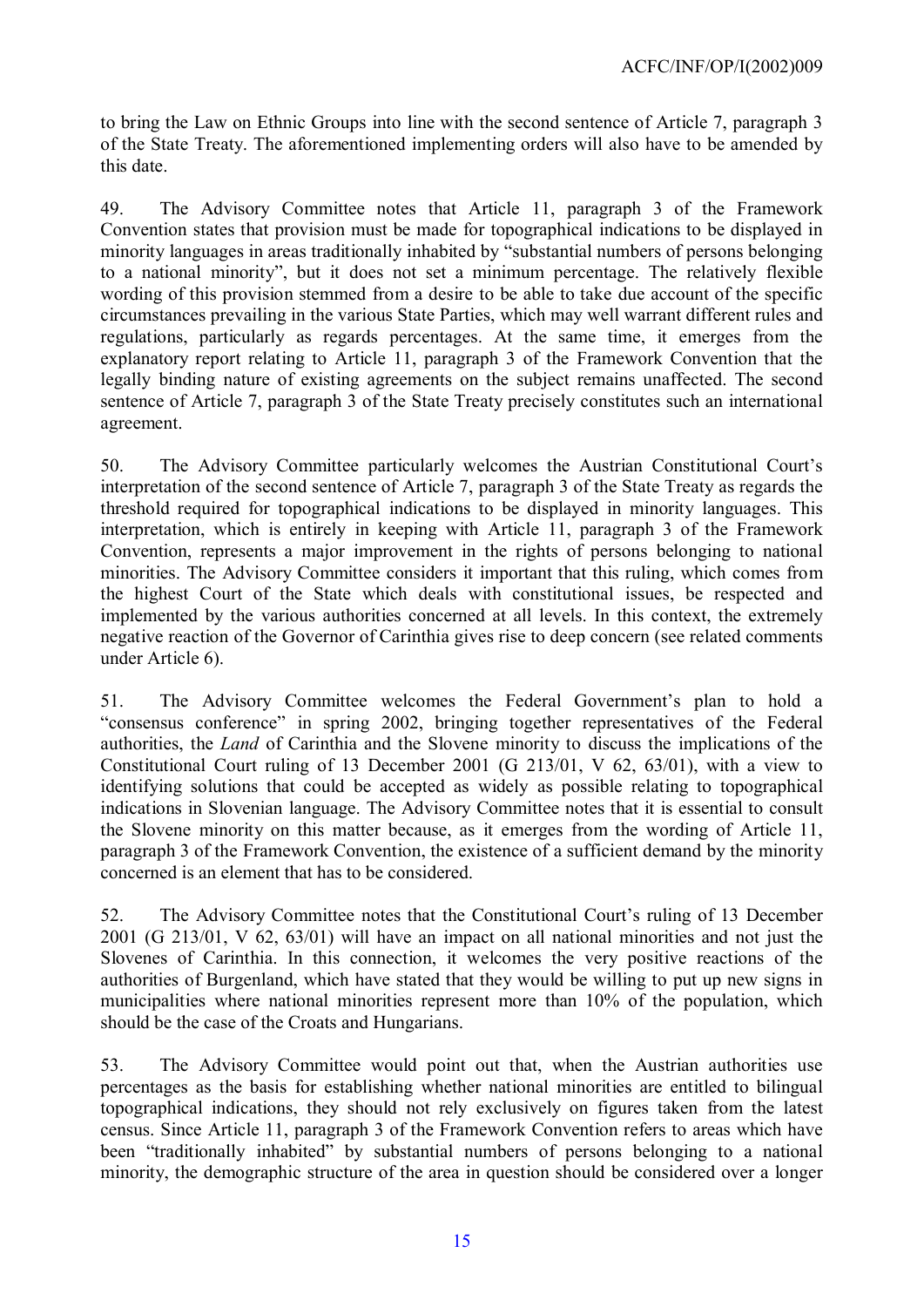to bring the Law on Ethnic Groups into line with the second sentence of Article 7, paragraph 3 of the State Treaty. The aforementioned implementing orders will also have to be amended by this date.

49. The Advisory Committee notes that Article 11, paragraph 3 of the Framework Convention states that provision must be made for topographical indications to be displayed in minority languages in areas traditionally inhabited by "substantial numbers of persons belonging to a national minority", but it does not set a minimum percentage. The relatively flexible wording of this provision stemmed from a desire to be able to take due account of the specific circumstances prevailing in the various State Parties, which may well warrant different rules and regulations, particularly as regards percentages. At the same time, it emerges from the explanatory report relating to Article 11, paragraph 3 of the Framework Convention that the legally binding nature of existing agreements on the subject remains unaffected. The second sentence of Article 7, paragraph 3 of the State Treaty precisely constitutes such an international agreement.

50. The Advisory Committee particularly welcomes the Austrian Constitutional Court's interpretation of the second sentence of Article 7, paragraph 3 of the State Treaty as regards the threshold required for topographical indications to be displayed in minority languages. This interpretation, which is entirely in keeping with Article 11, paragraph 3 of the Framework Convention, represents a major improvement in the rights of persons belonging to national minorities. The Advisory Committee considers it important that this ruling, which comes from the highest Court of the State which deals with constitutional issues, be respected and implemented by the various authorities concerned at all levels. In this context, the extremely negative reaction of the Governor of Carinthia gives rise to deep concern (see related comments under Article 6).

51. The Advisory Committee welcomes the Federal Government's plan to hold a "consensus conference" in spring 2002, bringing together representatives of the Federal authorities, the *Land* of Carinthia and the Slovene minority to discuss the implications of the Constitutional Court ruling of 13 December 2001 (G 213/01, V 62, 63/01), with a view to identifying solutions that could be accepted as widely as possible relating to topographical indications in Slovenian language. The Advisory Committee notes that it is essential to consult the Slovene minority on this matter because, as it emerges from the wording of Article 11, paragraph 3 of the Framework Convention, the existence of a sufficient demand by the minority concerned is an element that has to be considered.

52. The Advisory Committee notes that the Constitutional Court's ruling of 13 December 2001 (G 213/01, V 62, 63/01) will have an impact on all national minorities and not just the Slovenes of Carinthia. In this connection, it welcomes the very positive reactions of the authorities of Burgenland, which have stated that they would be willing to put up new signs in municipalities where national minorities represent more than 10% of the population, which should be the case of the Croats and Hungarians.

53. The Advisory Committee would point out that, when the Austrian authorities use percentages as the basis for establishing whether national minorities are entitled to bilingual topographical indications, they should not rely exclusively on figures taken from the latest census. Since Article 11, paragraph 3 of the Framework Convention refers to areas which have been "traditionally inhabited" by substantial numbers of persons belonging to a national minority, the demographic structure of the area in question should be considered over a longer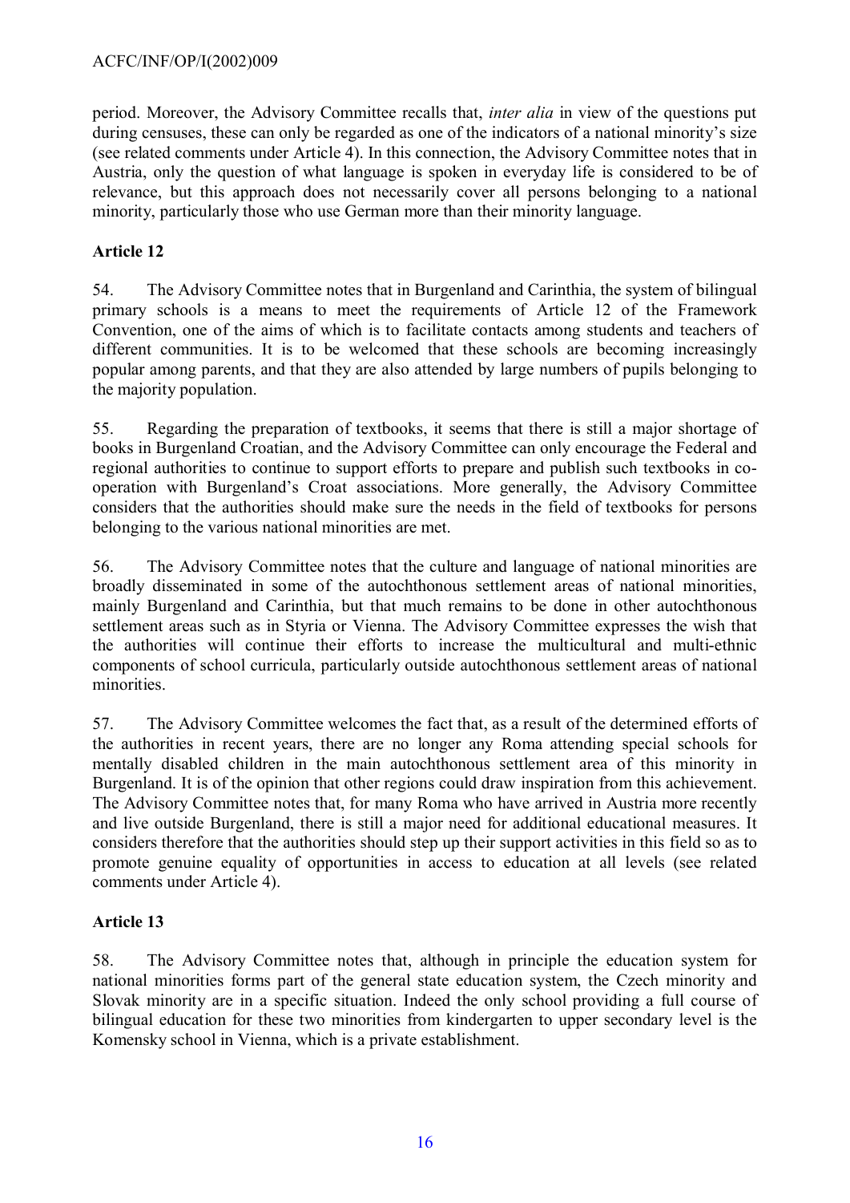period. Moreover, the Advisory Committee recalls that, *inter alia* in view of the questions put during censuses, these can only be regarded as one of the indicators of a national minority's size (see related comments under Article 4). In this connection, the Advisory Committee notes that in Austria, only the question of what language is spoken in everyday life is considered to be of relevance, but this approach does not necessarily cover all persons belonging to a national minority, particularly those who use German more than their minority language.

**Article 12**

54. The Advisory Committee notes that in Burgenland and Carinthia, the system of bilingual primary schools is a means to meet the requirements of Article 12 of the Framework Convention, one of the aims of which is to facilitate contacts among students and teachers of different communities. It is to be welcomed that these schools are becoming increasingly popular among parents, and that they are also attended by large numbers of pupils belonging to the majority population.

55. Regarding the preparation of textbooks, it seems that there is still a major shortage of books in Burgenland Croatian, and the Advisory Committee can only encourage the Federal and regional authorities to continue to support efforts to prepare and publish such textbooks in co-operation with Burgenland's Croat associations. More generally, the Advisory Committee considers that the authorities should make sure the needs in the field of textbooks for persons belonging to the various national minorities are met.

56. The Advisory Committee notes that the culture and language of national minorities are broadly disseminated in some of the autochthonous settlement areas of national minorities, mainly Burgenland and Carinthia, but that much remains to be done in other autochthonous settlement areas such as in Styria or Vienna. The Advisory Committee expresses the wish that the authorities will continue their efforts to increase the multicultural and multi-ethnic components of school curricula, particularly outside autochthonous settlement areas of national minorities.

57. The Advisory Committee welcomes the fact that, as a result of the determined efforts of the authorities in recent years, there are no longer any Roma attending special schools for mentally disabled children in the main autochthonous settlement area of this minority in Burgenland. It is of the opinion that other regions could draw inspiration from this achievement. The Advisory Committee notes that, for many Roma who have arrived in Austria more recently and live outside Burgenland, there is still a major need for additional educational measures. It considers therefore that the authorities should step up their support activities in this field so as to promote genuine equality of opportunities in access to education at all levels (see related comments under Article 4).

**Article 13**

58. The Advisory Committee notes that, although in principle the education system for national minorities forms part of the general state education system, the Czech minority and Slovak minority are in a specific situation. Indeed the only school providing a full course of bilingual education for these two minorities from kindergarten to upper secondary level is the Komensky school in Vienna, which is a private establishment.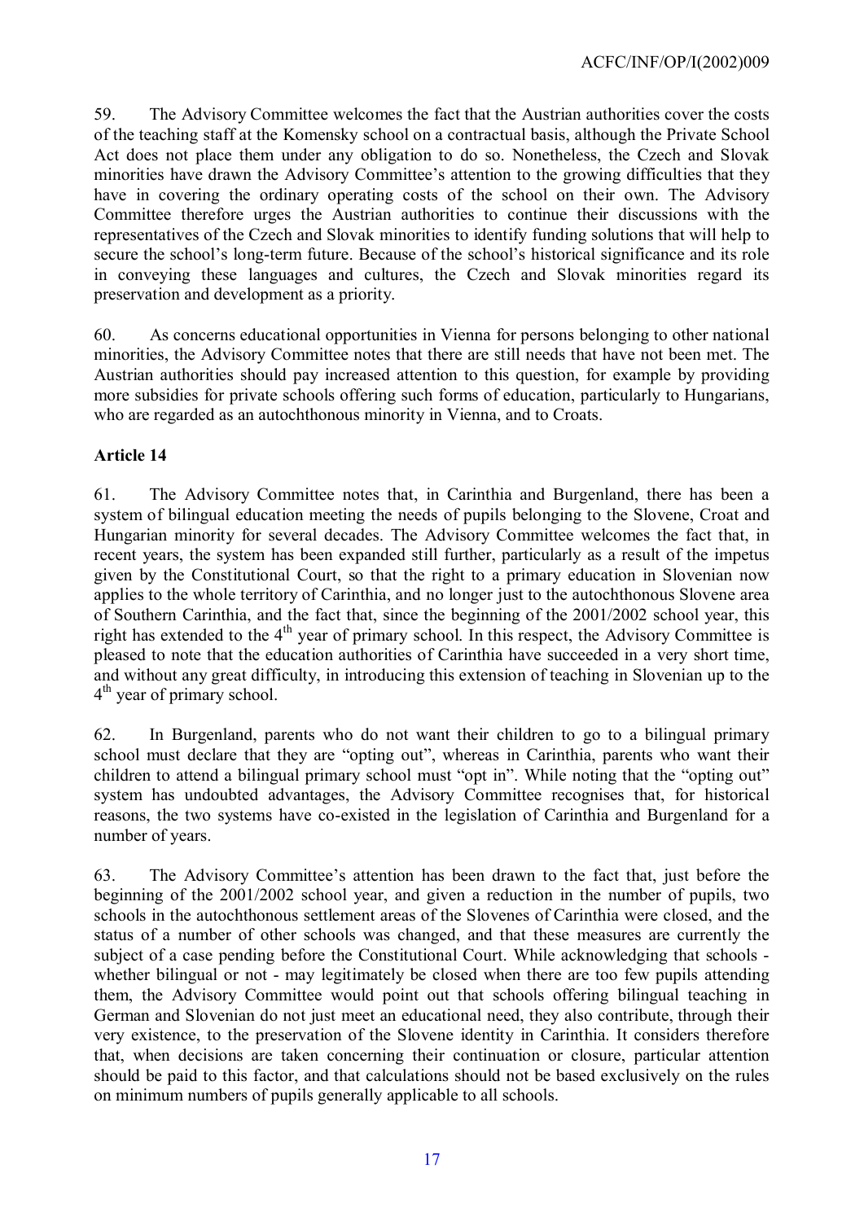59. The Advisory Committee welcomes the fact that the Austrian authorities cover the costs of the teaching staff at the Komensky school on a contractual basis, although the Private School Act does not place them under any obligation to do so. Nonetheless, the Czech and Slovak minorities have drawn the Advisory Committee's attention to the growing difficulties that they have in covering the ordinary operating costs of the school on their own. The Advisory Committee therefore urges the Austrian authorities to continue their discussions with the representatives of the Czech and Slovak minorities to identify funding solutions that will help to secure the school's long-term future. Because of the school's historical significance and its role in conveying these languages and cultures, the Czech and Slovak minorities regard its preservation and development as a priority.

60. As concerns educational opportunities in Vienna for persons belonging to other national minorities, the Advisory Committee notes that there are still needs that have not been met. The Austrian authorities should pay increased attention to this question, for example by providing more subsidies for private schools offering such forms of education, particularly to Hungarians, who are regarded as an autochthonous minority in Vienna, and to Croats.

**Article 14**

61. The Advisory Committee notes that, in Carinthia and Burgenland, there has been a system of bilingual education meeting the needs of pupils belonging to the Slovene, Croat and Hungarian minority for several decades. The Advisory Committee welcomes the fact that, in recent years, the system has been expanded still further, particularly as a result of the impetus given by the Constitutional Court, so that the right to a primary education in Slovenian now applies to the whole territory of Carinthia, and no longer just to the autochthonous Slovene area of Southern Carinthia, and the fact that, since the beginning of the 2001/2002 school year, this right has extended to the 4th year of primary school. In this respect, the Advisory Committee is pleased to note that the education authorities of Carinthia have succeeded in a very short time, and without any great difficulty, in introducing this extension of teaching in Slovenian up to the 4th year of primary school.

62. In Burgenland, parents who do not want their children to go to a bilingual primary school must declare that they are "opting out", whereas in Carinthia, parents who want their children to attend a bilingual primary school must "opt in". While noting that the "opting out" system has undoubted advantages, the Advisory Committee recognises that, for historical reasons, the two systems have co-existed in the legislation of Carinthia and Burgenland for a number of years.

63. The Advisory Committee's attention has been drawn to the fact that, just before the beginning of the 2001/2002 school year, and given a reduction in the number of pupils, two schools in the autochthonous settlement areas of the Slovenes of Carinthia were closed, and the status of a number of other schools was changed, and that these measures are currently the subject of a case pending before the Constitutional Court. While acknowledging that schools - whether bilingual or not - may legitimately be closed when there are too few pupils attending them, the Advisory Committee would point out that schools offering bilingual teaching in German and Slovenian do not just meet an educational need, they also contribute, through their very existence, to the preservation of the Slovene identity in Carinthia. It considers therefore that, when decisions are taken concerning their continuation or closure, particular attention should be paid to this factor, and that calculations should not be based exclusively on the rules on minimum numbers of pupils generally applicable to all schools.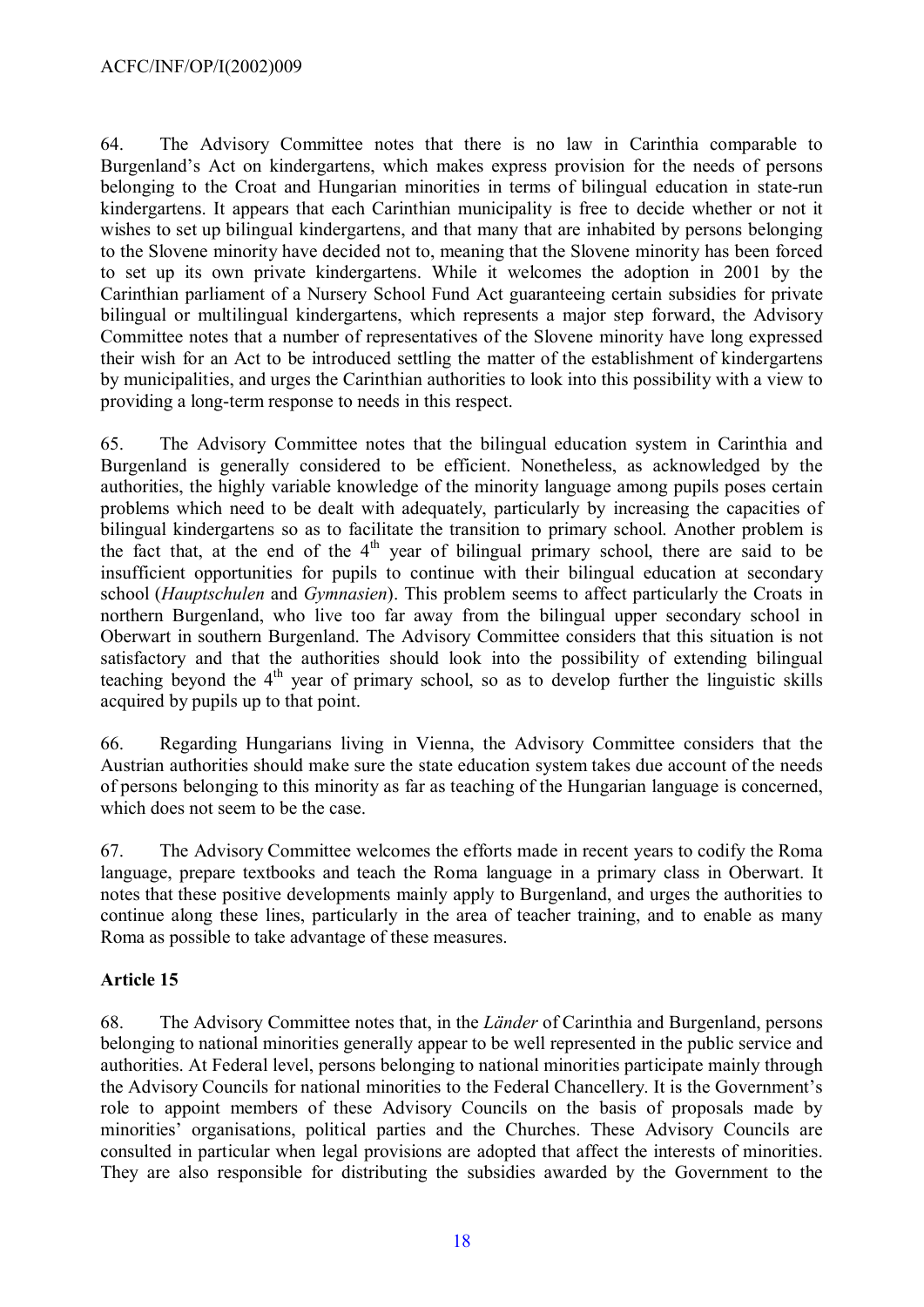64. The Advisory Committee notes that there is no law in Carinthia comparable to Burgenland's Act on kindergartens, which makes express provision for the needs of persons belonging to the Croat and Hungarian minorities in terms of bilingual education in state-run kindergartens. It appears that each Carinthian municipality is free to decide whether or not it wishes to set up bilingual kindergartens, and that many that are inhabited by persons belonging to the Slovene minority have decided not to, meaning that the Slovene minority has been forced to set up its own private kindergartens. While it welcomes the adoption in 2001 by the Carinthian parliament of a Nursery School Fund Act guaranteeing certain subsidies for private bilingual or multilingual kindergartens, which represents a major step forward, the Advisory Committee notes that a number of representatives of the Slovene minority have long expressed their wish for an Act to be introduced settling the matter of the establishment of kindergartens by municipalities, and urges the Carinthian authorities to look into this possibility with a view to providing a long-term response to needs in this respect.

65. The Advisory Committee notes that the bilingual education system in Carinthia and Burgenland is generally considered to be efficient. Nonetheless, as acknowledged by the authorities, the highly variable knowledge of the minority language among pupils poses certain problems which need to be dealt with adequately, particularly by increasing the capacities of bilingual kindergartens so as to facilitate the transition to primary school. Another problem is the fact that, at the end of the 4th year of bilingual primary school, there are said to be insufficient opportunities for pupils to continue with their bilingual education at secondary school (*Hauptschulen* and *Gymnasien*). This problem seems to affect particularly the Croats in northern Burgenland, who live too far away from the bilingual upper secondary school in Oberwart in southern Burgenland. The Advisory Committee considers that this situation is not satisfactory and that the authorities should look into the possibility of extending bilingual teaching beyond the 4th year of primary school, so as to develop further the linguistic skills acquired by pupils up to that point.

66. Regarding Hungarians living in Vienna, the Advisory Committee considers that the Austrian authorities should make sure the state education system takes due account of the needs of persons belonging to this minority as far as teaching of the Hungarian language is concerned, which does not seem to be the case.

67. The Advisory Committee welcomes the efforts made in recent years to codify the Roma language, prepare textbooks and teach the Roma language in a primary class in Oberwart. It notes that these positive developments mainly apply to Burgenland, and urges the authorities to continue along these lines, particularly in the area of teacher training, and to enable as many Roma as possible to take advantage of these measures.

### Article 15

68. The Advisory Committee notes that, in the *Länder* of Carinthia and Burgenland, persons belonging to national minorities generally appear to be well represented in the public service and authorities. At Federal level, persons belonging to national minorities participate mainly through the Advisory Councils for national minorities to the Federal Chancellery. It is the Government's role to appoint members of these Advisory Councils on the basis of proposals made by minorities' organisations, political parties and the Churches. These Advisory Councils are consulted in particular when legal provisions are adopted that affect the interests of minorities. They are also responsible for distributing the subsidies awarded by the Government to the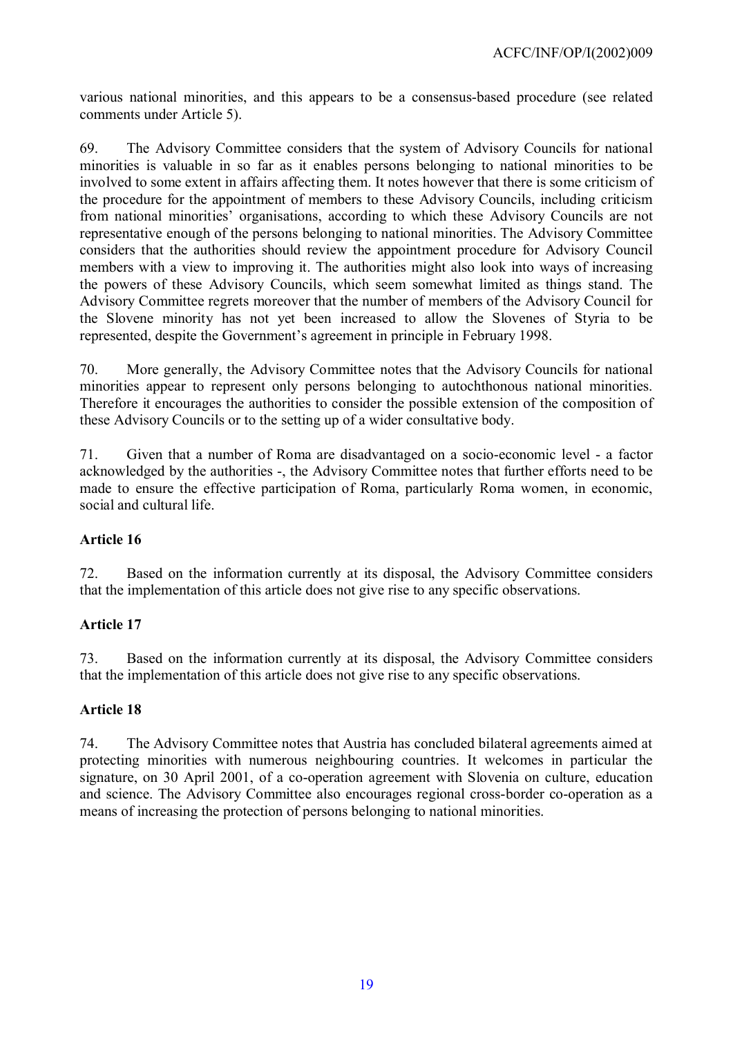various national minorities, and this appears to be a consensus-based procedure (see related comments under Article 5).

69. The Advisory Committee considers that the system of Advisory Councils for national minorities is valuable in so far as it enables persons belonging to national minorities to be involved to some extent in affairs affecting them. It notes however that there is some criticism of the procedure for the appointment of members to these Advisory Councils, including criticism from national minorities' organisations, according to which these Advisory Councils are not representative enough of the persons belonging to national minorities. The Advisory Committee considers that the authorities should review the appointment procedure for Advisory Council members with a view to improving it. The authorities might also look into ways of increasing the powers of these Advisory Councils, which seem somewhat limited as things stand. The Advisory Committee regrets moreover that the number of members of the Advisory Council for the Slovene minority has not yet been increased to allow the Slovenes of Styria to be represented, despite the Government's agreement in principle in February 1998.

70. More generally, the Advisory Committee notes that the Advisory Councils for national minorities appear to represent only persons belonging to autochthonous national minorities. Therefore it encourages the authorities to consider the possible extension of the composition of these Advisory Councils or to the setting up of a wider consultative body.

71. Given that a number of Roma are disadvantaged on a socio-economic level - a factor acknowledged by the authorities -, the Advisory Committee notes that further efforts need to be made to ensure the effective participation of Roma, particularly Roma women, in economic, social and cultural life.

**Article 16**

72. Based on the information currently at its disposal, the Advisory Committee considers that the implementation of this article does not give rise to any specific observations.

**Article 17**

73. Based on the information currently at its disposal, the Advisory Committee considers that the implementation of this article does not give rise to any specific observations.

**Article 18**

74. The Advisory Committee notes that Austria has concluded bilateral agreements aimed at protecting minorities with numerous neighbouring countries. It welcomes in particular the signature, on 30 April 2001, of a co-operation agreement with Slovenia on culture, education and science. The Advisory Committee also encourages regional cross-border co-operation as a means of increasing the protection of persons belonging to national minorities.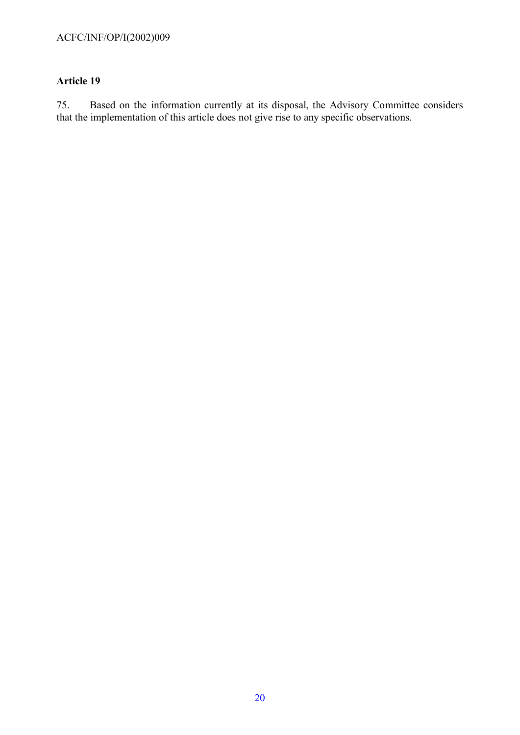### Article 19

75. Based on the information currently at its disposal, the Advisory Committee considers that the implementation of this article does not give rise to any specific observations.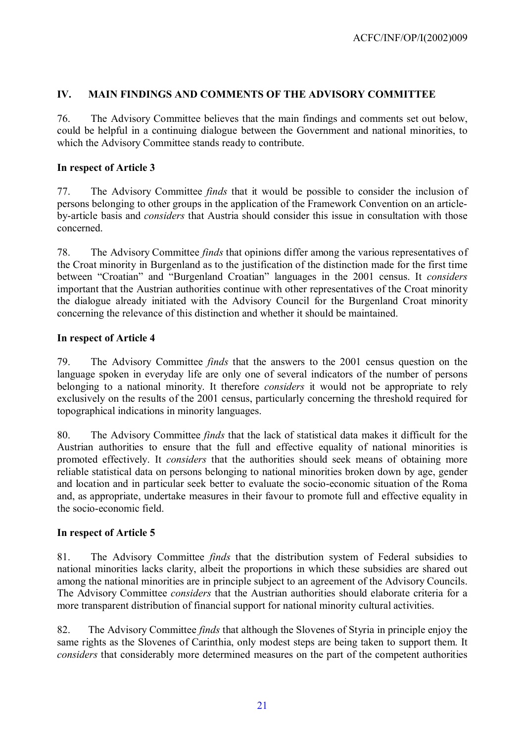## IV. MAIN FINDINGS AND COMMENTS OF THE ADVISORY COMMITTEE

76. The Advisory Committee believes that the main findings and comments set out below, could be helpful in a continuing dialogue between the Government and national minorities, to which the Advisory Committee stands ready to contribute.

### In respect of Article 3

77. The Advisory Committee *finds* that it would be possible to consider the inclusion of persons belonging to other groups in the application of the Framework Convention on an article-by-article basis and *considers* that Austria should consider this issue in consultation with those concerned.

78. The Advisory Committee *finds* that opinions differ among the various representatives of the Croat minority in Burgenland as to the justification of the distinction made for the first time between "Croatian" and "Burgenland Croatian" languages in the 2001 census. It *considers* important that the Austrian authorities continue with other representatives of the Croat minority the dialogue already initiated with the Advisory Council for the Burgenland Croat minority concerning the relevance of this distinction and whether it should be maintained.

### In respect of Article 4

79. The Advisory Committee *finds* that the answers to the 2001 census question on the language spoken in everyday life are only one of several indicators of the number of persons belonging to a national minority. It therefore *considers* it would not be appropriate to rely exclusively on the results of the 2001 census, particularly concerning the threshold required for topographical indications in minority languages.

80. The Advisory Committee *finds* that the lack of statistical data makes it difficult for the Austrian authorities to ensure that the full and effective equality of national minorities is promoted effectively. It *considers* that the authorities should seek means of obtaining more reliable statistical data on persons belonging to national minorities broken down by age, gender and location and in particular seek better to evaluate the socio-economic situation of the Roma and, as appropriate, undertake measures in their favour to promote full and effective equality in the socio-economic field.

### In respect of Article 5

81. The Advisory Committee *finds* that the distribution system of Federal subsidies to national minorities lacks clarity, albeit the proportions in which these subsidies are shared out among the national minorities are in principle subject to an agreement of the Advisory Councils. The Advisory Committee *considers* that the Austrian authorities should elaborate criteria for a more transparent distribution of financial support for national minority cultural activities.

82. The Advisory Committee *finds* that although the Slovenes of Styria in principle enjoy the same rights as the Slovenes of Carinthia, only modest steps are being taken to support them. It *considers* that considerably more determined measures on the part of the competent authorities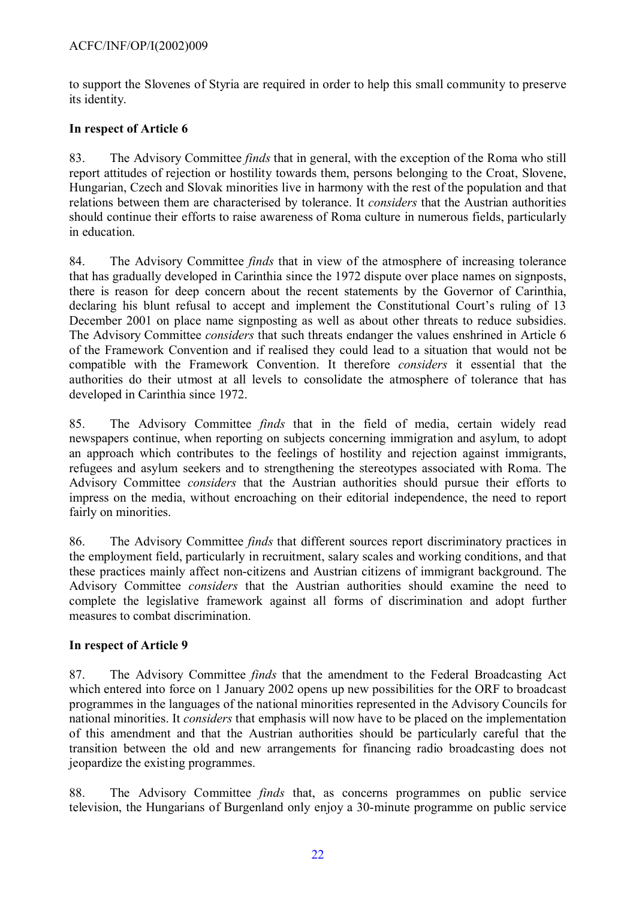to support the Slovenes of Styria are required in order to help this small community to preserve its identity.

**In respect of Article 6**

83. The Advisory Committee *finds* that in general, with the exception of the Roma who still report attitudes of rejection or hostility towards them, persons belonging to the Croat, Slovene, Hungarian, Czech and Slovak minorities live in harmony with the rest of the population and that relations between them are characterised by tolerance. It *considers* that the Austrian authorities should continue their efforts to raise awareness of Roma culture in numerous fields, particularly in education.

84. The Advisory Committee *finds* that in view of the atmosphere of increasing tolerance that has gradually developed in Carinthia since the 1972 dispute over place names on signposts, there is reason for deep concern about the recent statements by the Governor of Carinthia, declaring his blunt refusal to accept and implement the Constitutional Court's ruling of 13 December 2001 on place name signposting as well as about other threats to reduce subsidies. The Advisory Committee *considers* that such threats endanger the values enshrined in Article 6 of the Framework Convention and if realised they could lead to a situation that would not be compatible with the Framework Convention. It therefore *considers* it essential that the authorities do their utmost at all levels to consolidate the atmosphere of tolerance that has developed in Carinthia since 1972.

85. The Advisory Committee *finds* that in the field of media, certain widely read newspapers continue, when reporting on subjects concerning immigration and asylum, to adopt an approach which contributes to the feelings of hostility and rejection against immigrants, refugees and asylum seekers and to strengthening the stereotypes associated with Roma. The Advisory Committee *considers* that the Austrian authorities should pursue their efforts to impress on the media, without encroaching on their editorial independence, the need to report fairly on minorities.

86. The Advisory Committee *finds* that different sources report discriminatory practices in the employment field, particularly in recruitment, salary scales and working conditions, and that these practices mainly affect non-citizens and Austrian citizens of immigrant background. The Advisory Committee *considers* that the Austrian authorities should examine the need to complete the legislative framework against all forms of discrimination and adopt further measures to combat discrimination.

**In respect of Article 9**

87. The Advisory Committee *finds* that the amendment to the Federal Broadcasting Act which entered into force on 1 January 2002 opens up new possibilities for the ORF to broadcast programmes in the languages of the national minorities represented in the Advisory Councils for national minorities. It *considers* that emphasis will now have to be placed on the implementation of this amendment and that the Austrian authorities should be particularly careful that the transition between the old and new arrangements for financing radio broadcasting does not jeopardize the existing programmes.

88. The Advisory Committee *finds* that, as concerns programmes on public service television, the Hungarians of Burgenland only enjoy a 30-minute programme on public service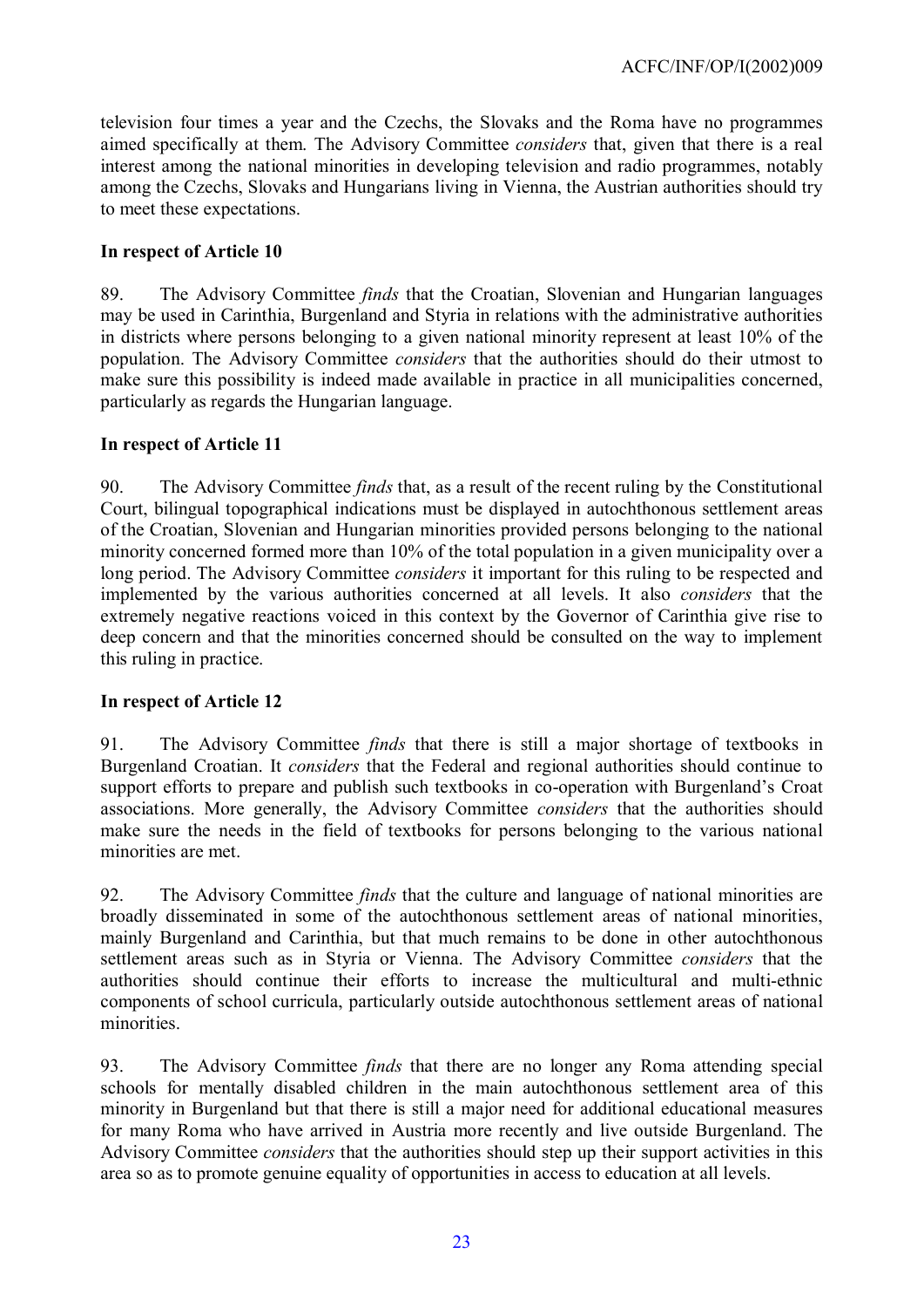television four times a year and the Czechs, the Slovaks and the Roma have no programmes aimed specifically at them. The Advisory Committee *considers* that, given that there is a real interest among the national minorities in developing television and radio programmes, notably among the Czechs, Slovaks and Hungarians living in Vienna, the Austrian authorities should try to meet these expectations.

**In respect of Article 10**

89. The Advisory Committee *finds* that the Croatian, Slovenian and Hungarian languages may be used in Carinthia, Burgenland and Styria in relations with the administrative authorities in districts where persons belonging to a given national minority represent at least 10% of the population. The Advisory Committee *considers* that the authorities should do their utmost to make sure this possibility is indeed made available in practice in all municipalities concerned, particularly as regards the Hungarian language.

**In respect of Article 11**

90. The Advisory Committee *finds* that, as a result of the recent ruling by the Constitutional Court, bilingual topographical indications must be displayed in autochthonous settlement areas of the Croatian, Slovenian and Hungarian minorities provided persons belonging to the national minority concerned formed more than 10% of the total population in a given municipality over a long period. The Advisory Committee *considers* it important for this ruling to be respected and implemented by the various authorities concerned at all levels. It also *considers* that the extremely negative reactions voiced in this context by the Governor of Carinthia give rise to deep concern and that the minorities concerned should be consulted on the way to implement this ruling in practice.

**In respect of Article 12**

91. The Advisory Committee *finds* that there is still a major shortage of textbooks in Burgenland Croatian. It *considers* that the Federal and regional authorities should continue to support efforts to prepare and publish such textbooks in co-operation with Burgenland's Croat associations. More generally, the Advisory Committee *considers* that the authorities should make sure the needs in the field of textbooks for persons belonging to the various national minorities are met.

92. The Advisory Committee *finds* that the culture and language of national minorities are broadly disseminated in some of the autochthonous settlement areas of national minorities, mainly Burgenland and Carinthia, but that much remains to be done in other autochthonous settlement areas such as in Styria or Vienna. The Advisory Committee *considers* that the authorities should continue their efforts to increase the multicultural and multi-ethnic components of school curricula, particularly outside autochthonous settlement areas of national minorities.

93. The Advisory Committee *finds* that there are no longer any Roma attending special schools for mentally disabled children in the main autochthonous settlement area of this minority in Burgenland but that there is still a major need for additional educational measures for many Roma who have arrived in Austria more recently and live outside Burgenland. The Advisory Committee *considers* that the authorities should step up their support activities in this area so as to promote genuine equality of opportunities in access to education at all levels.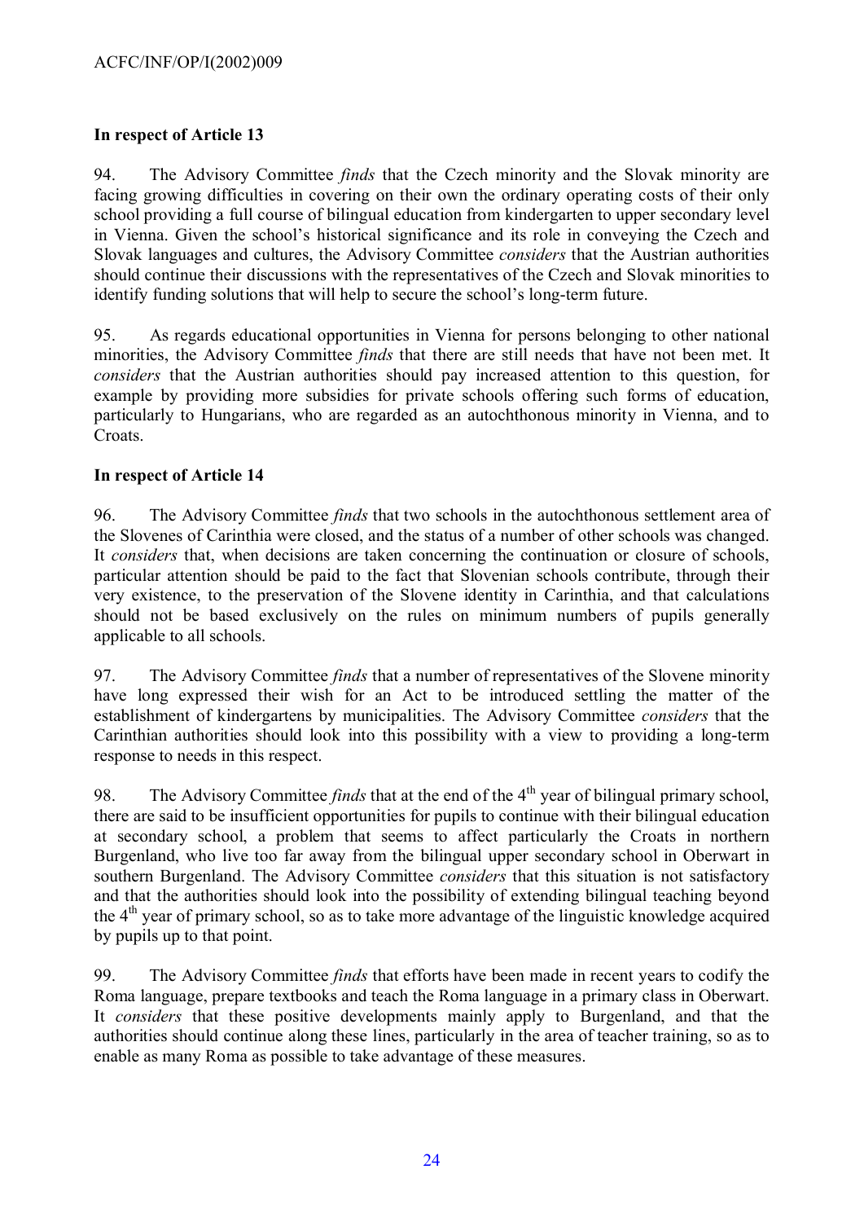**In respect of Article 13**

94. The Advisory Committee *finds* that the Czech minority and the Slovak minority are facing growing difficulties in covering on their own the ordinary operating costs of their only school providing a full course of bilingual education from kindergarten to upper secondary level in Vienna. Given the school's historical significance and its role in conveying the Czech and Slovak languages and cultures, the Advisory Committee *considers* that the Austrian authorities should continue their discussions with the representatives of the Czech and Slovak minorities to identify funding solutions that will help to secure the school's long-term future.

95. As regards educational opportunities in Vienna for persons belonging to other national minorities, the Advisory Committee *finds* that there are still needs that have not been met. It *considers* that the Austrian authorities should pay increased attention to this question, for example by providing more subsidies for private schools offering such forms of education, particularly to Hungarians, who are regarded as an autochthonous minority in Vienna, and to Croats.

**In respect of Article 14**

96. The Advisory Committee *finds* that two schools in the autochthonous settlement area of the Slovenes of Carinthia were closed, and the status of a number of other schools was changed. It *considers* that, when decisions are taken concerning the continuation or closure of schools, particular attention should be paid to the fact that Slovenian schools contribute, through their very existence, to the preservation of the Slovene identity in Carinthia, and that calculations should not be based exclusively on the rules on minimum numbers of pupils generally applicable to all schools.

97. The Advisory Committee *finds* that a number of representatives of the Slovene minority have long expressed their wish for an Act to be introduced settling the matter of the establishment of kindergartens by municipalities. The Advisory Committee *considers* that the Carinthian authorities should look into this possibility with a view to providing a long-term response to needs in this respect.

98. The Advisory Committee *finds* that at the end of the 4th year of bilingual primary school, there are said to be insufficient opportunities for pupils to continue with their bilingual education at secondary school, a problem that seems to affect particularly the Croats in northern Burgenland, who live too far away from the bilingual upper secondary school in Oberwart in southern Burgenland. The Advisory Committee *considers* that this situation is not satisfactory and that the authorities should look into the possibility of extending bilingual teaching beyond the 4th year of primary school, so as to take more advantage of the linguistic knowledge acquired by pupils up to that point.

99. The Advisory Committee *finds* that efforts have been made in recent years to codify the Roma language, prepare textbooks and teach the Roma language in a primary class in Oberwart. It *considers* that these positive developments mainly apply to Burgenland, and that the authorities should continue along these lines, particularly in the area of teacher training, so as to enable as many Roma as possible to take advantage of these measures.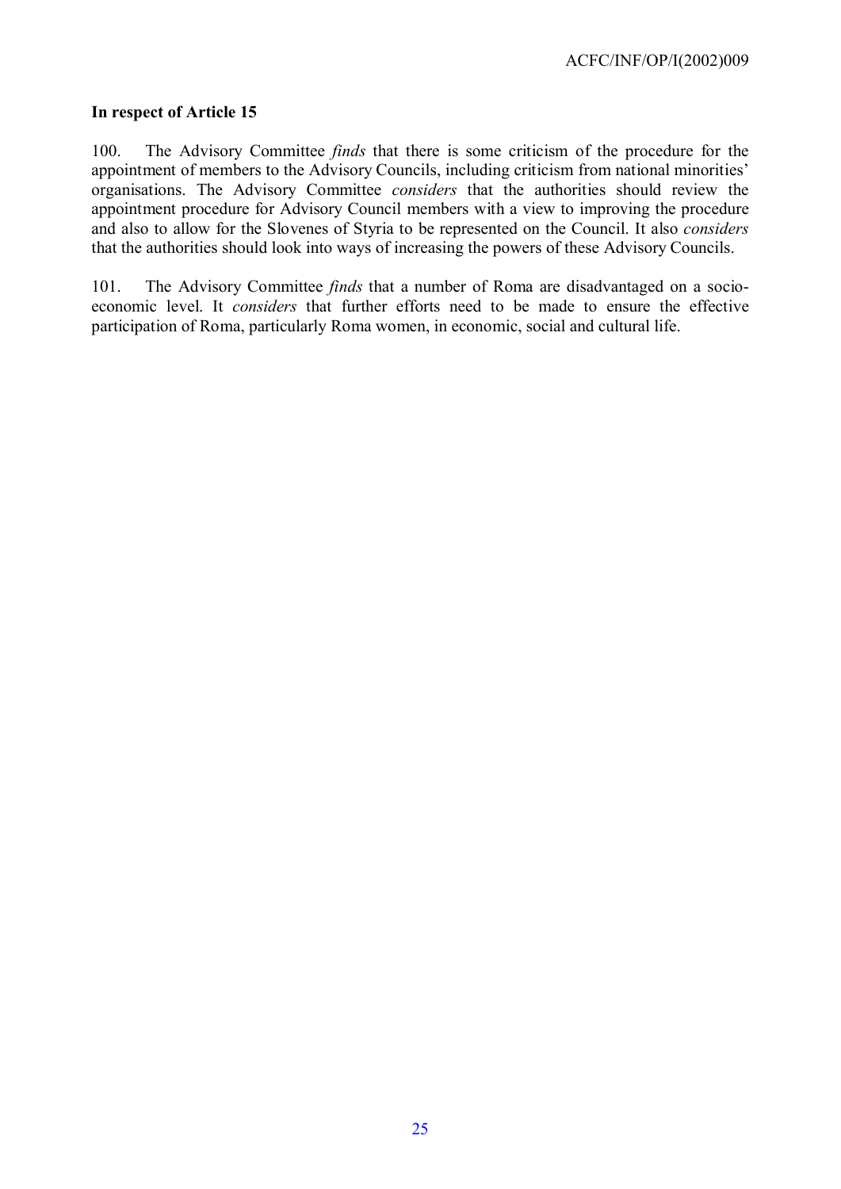**In respect of Article 15**

100. The Advisory Committee *finds* that there is some criticism of the procedure for the appointment of members to the Advisory Councils, including criticism from national minorities' organisations. The Advisory Committee *considers* that the authorities should review the appointment procedure for Advisory Council members with a view to improving the procedure and also to allow for the Slovenes of Styria to be represented on the Council. It also *considers* that the authorities should look into ways of increasing the powers of these Advisory Councils.

101. The Advisory Committee *finds* that a number of Roma are disadvantaged on a socio-economic level. It *considers* that further efforts need to be made to ensure the effective participation of Roma, particularly Roma women, in economic, social and cultural life.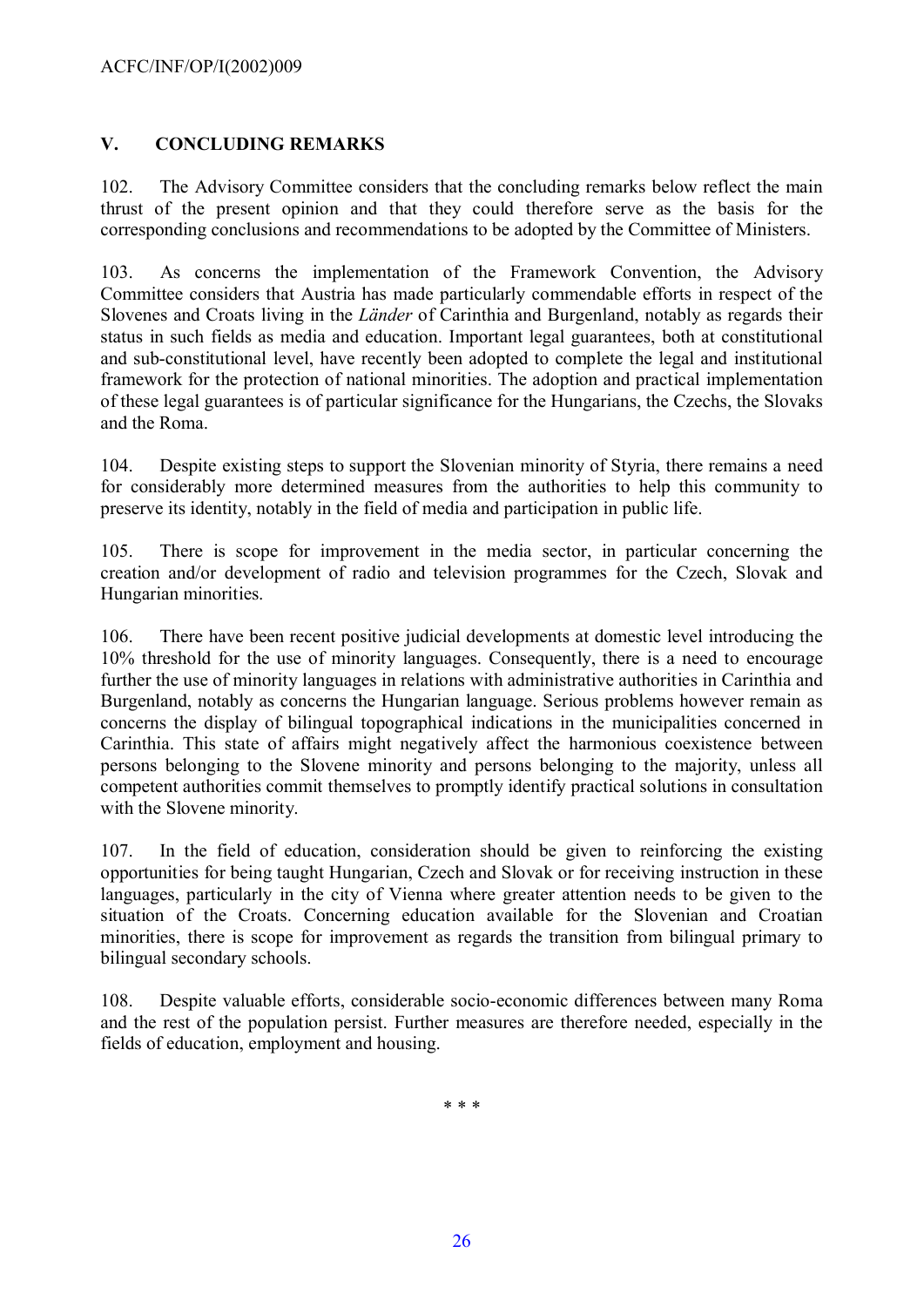## V. CONCLUDING REMARKS

102. The Advisory Committee considers that the concluding remarks below reflect the main thrust of the present opinion and that they could therefore serve as the basis for the corresponding conclusions and recommendations to be adopted by the Committee of Ministers.

103. As concerns the implementation of the Framework Convention, the Advisory Committee considers that Austria has made particularly commendable efforts in respect of the Slovenes and Croats living in the *Länder* of Carinthia and Burgenland, notably as regards their status in such fields as media and education. Important legal guarantees, both at constitutional and sub-constitutional level, have recently been adopted to complete the legal and institutional framework for the protection of national minorities. The adoption and practical implementation of these legal guarantees is of particular significance for the Hungarians, the Czechs, the Slovaks and the Roma.

104. Despite existing steps to support the Slovenian minority of Styria, there remains a need for considerably more determined measures from the authorities to help this community to preserve its identity, notably in the field of media and participation in public life.

105. There is scope for improvement in the media sector, in particular concerning the creation and/or development of radio and television programmes for the Czech, Slovak and Hungarian minorities.

106. There have been recent positive judicial developments at domestic level introducing the 10% threshold for the use of minority languages. Consequently, there is a need to encourage further the use of minority languages in relations with administrative authorities in Carinthia and Burgenland, notably as concerns the Hungarian language. Serious problems however remain as concerns the display of bilingual topographical indications in the municipalities concerned in Carinthia. This state of affairs might negatively affect the harmonious coexistence between persons belonging to the Slovene minority and persons belonging to the majority, unless all competent authorities commit themselves to promptly identify practical solutions in consultation with the Slovene minority.

107. In the field of education, consideration should be given to reinforcing the existing opportunities for being taught Hungarian, Czech and Slovak or for receiving instruction in these languages, particularly in the city of Vienna where greater attention needs to be given to the situation of the Croats. Concerning education available for the Slovenian and Croatian minorities, there is scope for improvement as regards the transition from bilingual primary to bilingual secondary schools.

108. Despite valuable efforts, considerable socio-economic differences between many Roma and the rest of the population persist. Further measures are therefore needed, especially in the fields of education, employment and housing.

\* \* \*